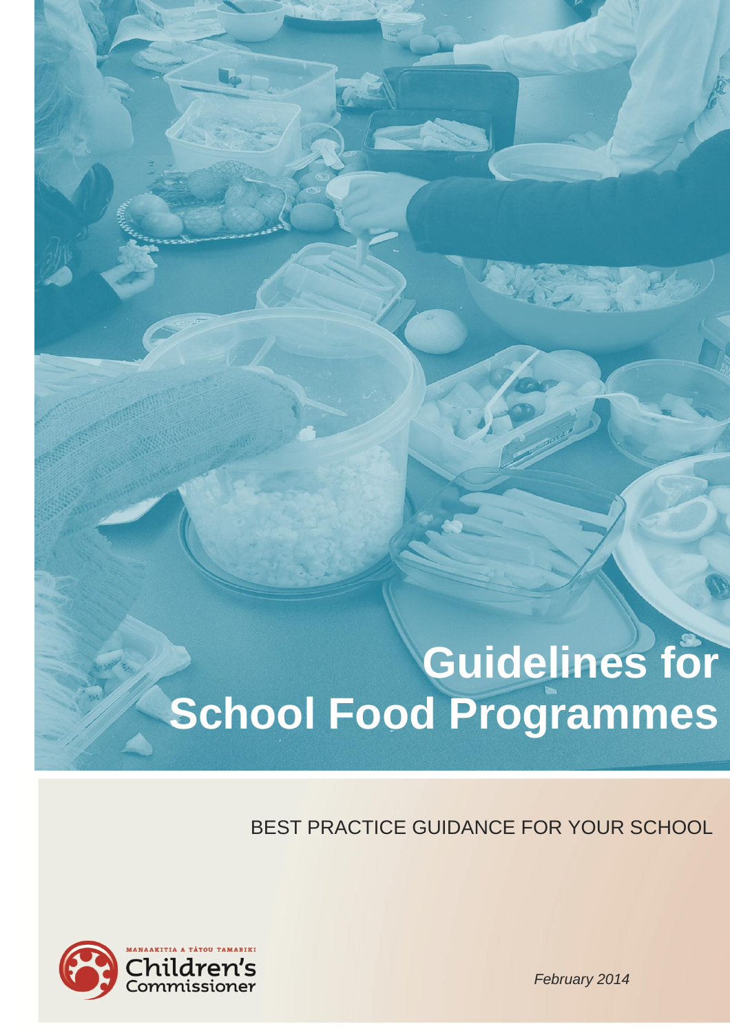# Guidelines for School Food Programmes

BEST PRACTICE GUIDANCE FOR YOUR SCHOOL

MANAAKITIA A TĀTOU TAMARIKI
Children's Commissioner

*February 2014*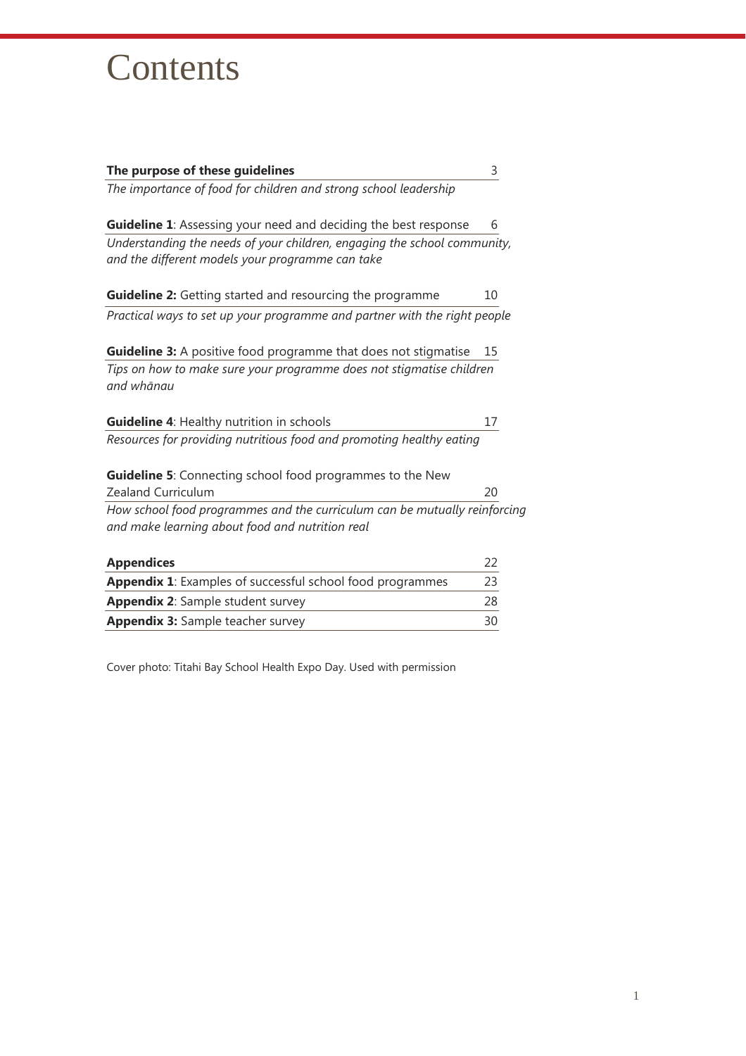# Contents

| | |
|---|---|
| **The purpose of these guidelines** | 3 |
| *The importance of food for children and strong school leadership* | |
| **Guideline 1**: Assessing your need and deciding the best response | 6 |
| *Understanding the needs of your children, engaging the school community, and the different models your programme can take* | |
| **Guideline 2:** Getting started and resourcing the programme | 10 |
| *Practical ways to set up your programme and partner with the right people* | |
| **Guideline 3:** A positive food programme that does not stigmatise | 15 |
| *Tips on how to make sure your programme does not stigmatise children and whānau* | |
| **Guideline 4**: Healthy nutrition in schools | 17 |
| *Resources for providing nutritious food and promoting healthy eating* | |
| **Guideline 5**: Connecting school food programmes to the New Zealand Curriculum | 20 |
| *How school food programmes and the curriculum can be mutually reinforcing and make learning about food and nutrition real* | |
| **Appendices** | 22 |
| **Appendix 1**: Examples of successful school food programmes | 23 |
| **Appendix 2**: Sample student survey | 28 |
| **Appendix 3:** Sample teacher survey | 30 |

Cover photo: Titahi Bay School Health Expo Day. Used with permission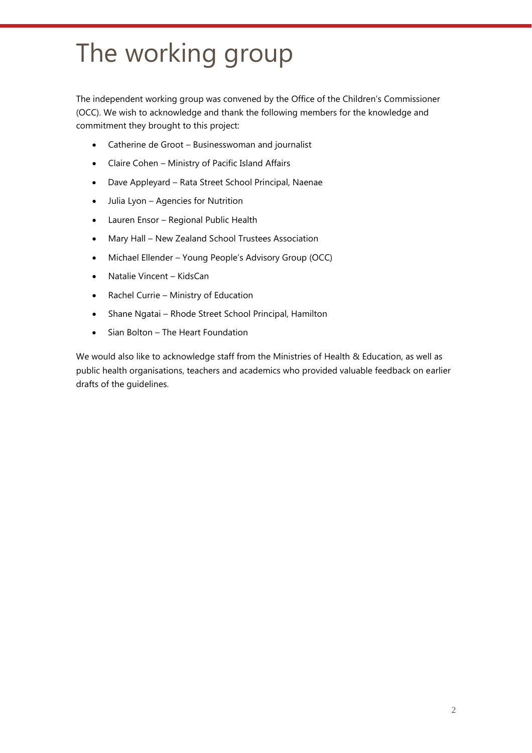# The working group

The independent working group was convened by the Office of the Children's Commissioner (OCC). We wish to acknowledge and thank the following members for the knowledge and commitment they brought to this project:

- Catherine de Groot – Businesswoman and journalist
- Claire Cohen – Ministry of Pacific Island Affairs
- Dave Appleyard – Rata Street School Principal, Naenae
- Julia Lyon – Agencies for Nutrition
- Lauren Ensor – Regional Public Health
- Mary Hall – New Zealand School Trustees Association
- Michael Ellender – Young People's Advisory Group (OCC)
- Natalie Vincent – KidsCan
- Rachel Currie – Ministry of Education
- Shane Ngatai – Rhode Street School Principal, Hamilton
- Sian Bolton – The Heart Foundation

We would also like to acknowledge staff from the Ministries of Health & Education, as well as public health organisations, teachers and academics who provided valuable feedback on earlier drafts of the guidelines.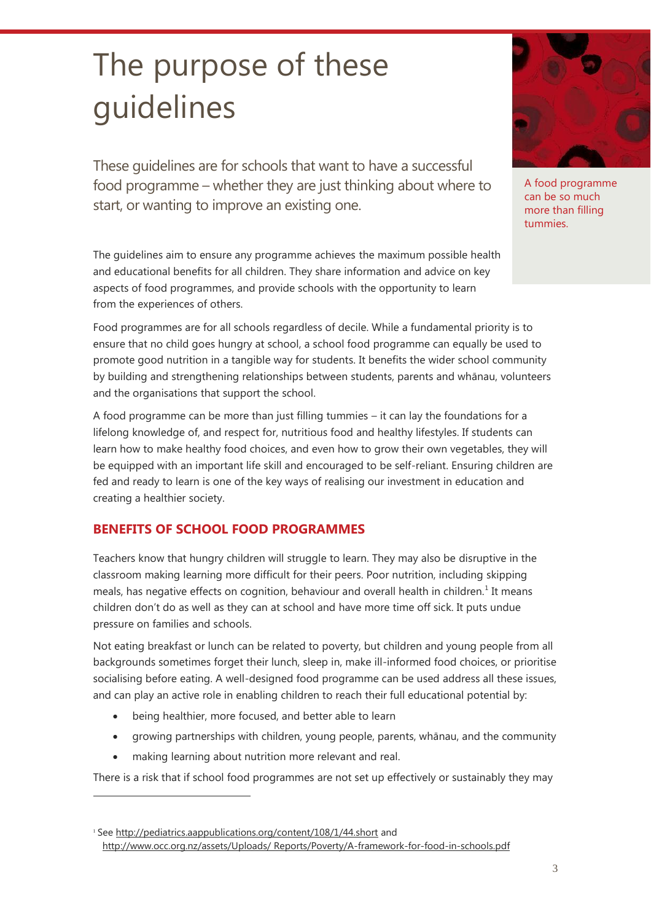# The purpose of these guidelines

These guidelines are for schools that want to have a successful food programme – whether they are just thinking about where to start, or wanting to improve an existing one.

A food programme can be so much more than filling tummies.

The guidelines aim to ensure any programme achieves the maximum possible health and educational benefits for all children. They share information and advice on key aspects of food programmes, and provide schools with the opportunity to learn from the experiences of others.

Food programmes are for all schools regardless of decile. While a fundamental priority is to ensure that no child goes hungry at school, a school food programme can equally be used to promote good nutrition in a tangible way for students. It benefits the wider school community by building and strengthening relationships between students, parents and whānau, volunteers and the organisations that support the school.

A food programme can be more than just filling tummies – it can lay the foundations for a lifelong knowledge of, and respect for, nutritious food and healthy lifestyles. If students can learn how to make healthy food choices, and even how to grow their own vegetables, they will be equipped with an important life skill and encouraged to be self-reliant. Ensuring children are fed and ready to learn is one of the key ways of realising our investment in education and creating a healthier society.

## BENEFITS OF SCHOOL FOOD PROGRAMMES

Teachers know that hungry children will struggle to learn. They may also be disruptive in the classroom making learning more difficult for their peers. Poor nutrition, including skipping meals, has negative effects on cognition, behaviour and overall health in children.[1] It means children don't do as well as they can at school and have more time off sick. It puts undue pressure on families and schools.

Not eating breakfast or lunch can be related to poverty, but children and young people from all backgrounds sometimes forget their lunch, sleep in, make ill-informed food choices, or prioritise socialising before eating. A well-designed food programme can be used address all these issues, and can play an active role in enabling children to reach their full educational potential by:

- being healthier, more focused, and better able to learn
- growing partnerships with children, young people, parents, whānau, and the community
- making learning about nutrition more relevant and real.

There is a risk that if school food programmes are not set up effectively or sustainably they may

---

[1] See http://pediatrics.aappublications.org/content/108/1/44.short and http://www.occ.org.nz/assets/Uploads/ Reports/Poverty/A-framework-for-food-in-schools.pdf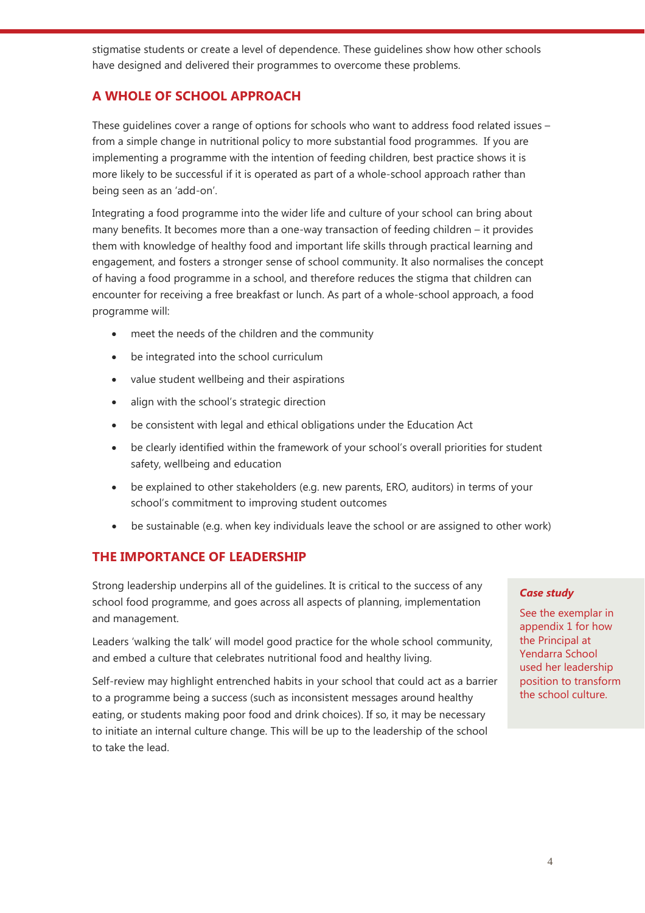stigmatise students or create a level of dependence. These guidelines show how other schools have designed and delivered their programmes to overcome these problems.

## A WHOLE OF SCHOOL APPROACH

These guidelines cover a range of options for schools who want to address food related issues – from a simple change in nutritional policy to more substantial food programmes. If you are implementing a programme with the intention of feeding children, best practice shows it is more likely to be successful if it is operated as part of a whole-school approach rather than being seen as an 'add-on'.

Integrating a food programme into the wider life and culture of your school can bring about many benefits. It becomes more than a one-way transaction of feeding children – it provides them with knowledge of healthy food and important life skills through practical learning and engagement, and fosters a stronger sense of school community. It also normalises the concept of having a food programme in a school, and therefore reduces the stigma that children can encounter for receiving a free breakfast or lunch. As part of a whole-school approach, a food programme will:

- meet the needs of the children and the community
- be integrated into the school curriculum
- value student wellbeing and their aspirations
- align with the school's strategic direction
- be consistent with legal and ethical obligations under the Education Act
- be clearly identified within the framework of your school's overall priorities for student safety, wellbeing and education
- be explained to other stakeholders (e.g. new parents, ERO, auditors) in terms of your school's commitment to improving student outcomes
- be sustainable (e.g. when key individuals leave the school or are assigned to other work)

## THE IMPORTANCE OF LEADERSHIP

Strong leadership underpins all of the guidelines. It is critical to the success of any school food programme, and goes across all aspects of planning, implementation and management.

Leaders 'walking the talk' will model good practice for the whole school community, and embed a culture that celebrates nutritional food and healthy living.

Self-review may highlight entrenched habits in your school that could act as a barrier to a programme being a success (such as inconsistent messages around healthy eating, or students making poor food and drink choices). If so, it may be necessary to initiate an internal culture change. This will be up to the leadership of the school to take the lead.

> ***Case study***
>
> See the exemplar in appendix 1 for how the Principal at Yendarra School used her leadership position to transform the school culture.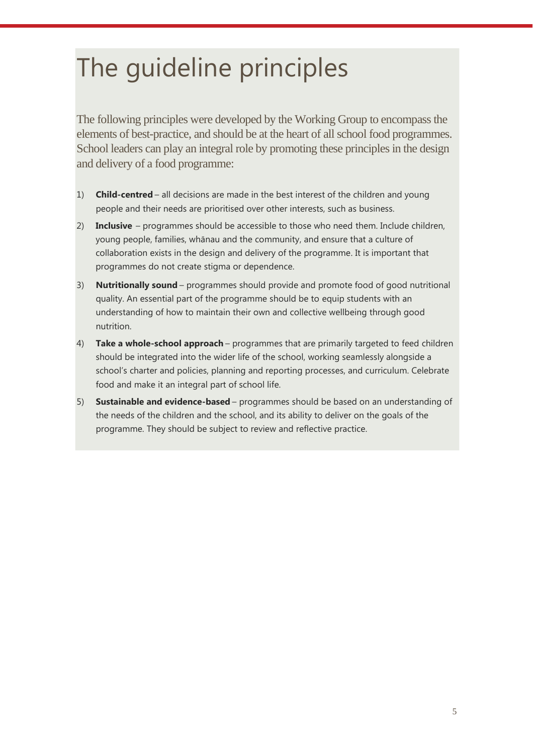# The guideline principles

The following principles were developed by the Working Group to encompass the elements of best-practice, and should be at the heart of all school food programmes. School leaders can play an integral role by promoting these principles in the design and delivery of a food programme:

1) **Child-centred** – all decisions are made in the best interest of the children and young people and their needs are prioritised over other interests, such as business.
2) **Inclusive** – programmes should be accessible to those who need them. Include children, young people, families, whānau and the community, and ensure that a culture of collaboration exists in the design and delivery of the programme. It is important that programmes do not create stigma or dependence.
3) **Nutritionally sound** – programmes should provide and promote food of good nutritional quality. An essential part of the programme should be to equip students with an understanding of how to maintain their own and collective wellbeing through good nutrition.
4) **Take a whole-school approach** – programmes that are primarily targeted to feed children should be integrated into the wider life of the school, working seamlessly alongside a school's charter and policies, planning and reporting processes, and curriculum. Celebrate food and make it an integral part of school life.
5) **Sustainable and evidence-based** – programmes should be based on an understanding of the needs of the children and the school, and its ability to deliver on the goals of the programme. They should be subject to review and reflective practice.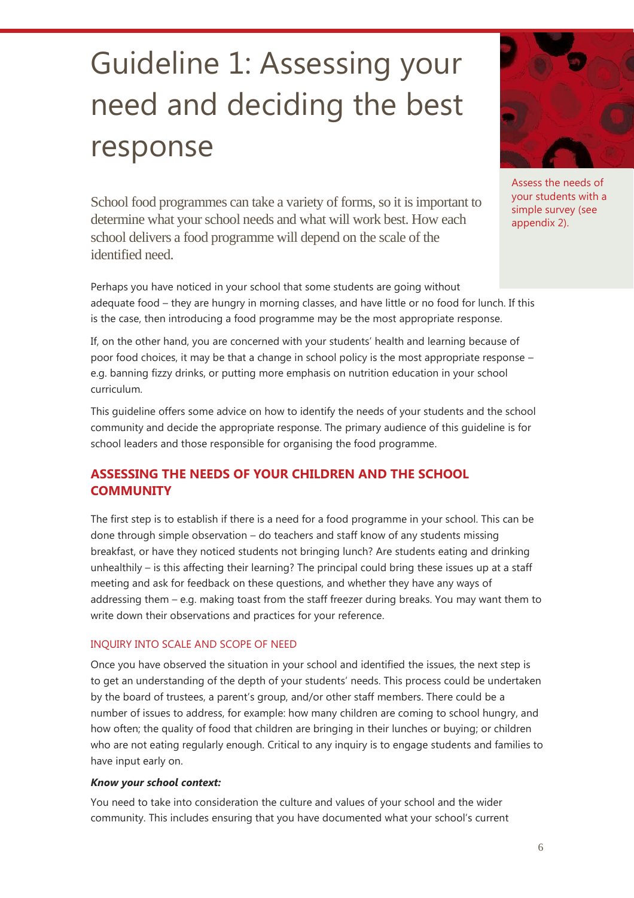# Guideline 1: Assessing your need and deciding the best response

Assess the needs of your students with a simple survey (see appendix 2).

School food programmes can take a variety of forms, so it is important to determine what your school needs and what will work best. How each school delivers a food programme will depend on the scale of the identified need.

Perhaps you have noticed in your school that some students are going without adequate food – they are hungry in morning classes, and have little or no food for lunch. If this is the case, then introducing a food programme may be the most appropriate response.

If, on the other hand, you are concerned with your students' health and learning because of poor food choices, it may be that a change in school policy is the most appropriate response – e.g. banning fizzy drinks, or putting more emphasis on nutrition education in your school curriculum.

This guideline offers some advice on how to identify the needs of your students and the school community and decide the appropriate response. The primary audience of this guideline is for school leaders and those responsible for organising the food programme.

## ASSESSING THE NEEDS OF YOUR CHILDREN AND THE SCHOOL COMMUNITY

The first step is to establish if there is a need for a food programme in your school. This can be done through simple observation – do teachers and staff know of any students missing breakfast, or have they noticed students not bringing lunch? Are students eating and drinking unhealthily – is this affecting their learning? The principal could bring these issues up at a staff meeting and ask for feedback on these questions, and whether they have any ways of addressing them – e.g. making toast from the staff freezer during breaks. You may want them to write down their observations and practices for your reference.

### INQUIRY INTO SCALE AND SCOPE OF NEED

Once you have observed the situation in your school and identified the issues, the next step is to get an understanding of the depth of your students' needs. This process could be undertaken by the board of trustees, a parent's group, and/or other staff members. There could be a number of issues to address, for example: how many children are coming to school hungry, and how often; the quality of food that children are bringing in their lunches or buying; or children who are not eating regularly enough. Critical to any inquiry is to engage students and families to have input early on.

***Know your school context:***

You need to take into consideration the culture and values of your school and the wider community. This includes ensuring that you have documented what your school's current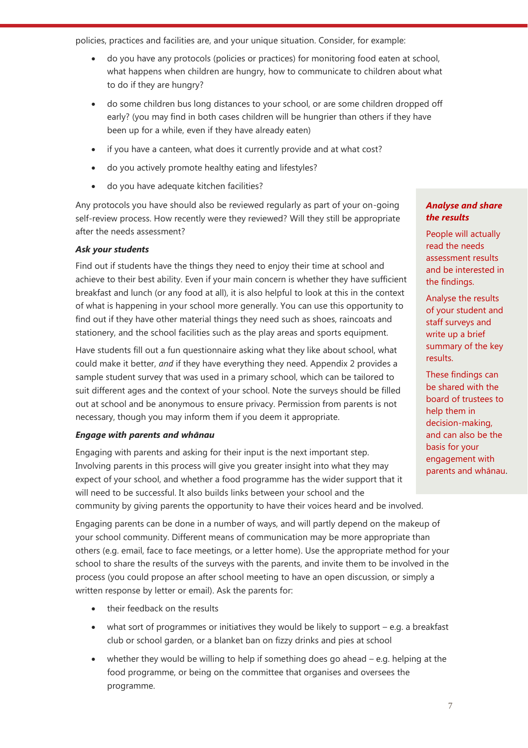policies, practices and facilities are, and your unique situation. Consider, for example:

- do you have any protocols (policies or practices) for monitoring food eaten at school, what happens when children are hungry, how to communicate to children about what to do if they are hungry?
- do some children bus long distances to your school, or are some children dropped off early? (you may find in both cases children will be hungrier than others if they have been up for a while, even if they have already eaten)
- if you have a canteen, what does it currently provide and at what cost?
- do you actively promote healthy eating and lifestyles?
- do you have adequate kitchen facilities?

Any protocols you have should also be reviewed regularly as part of your on-going self-review process. How recently were they reviewed? Will they still be appropriate after the needs assessment?

***Ask your students***

Find out if students have the things they need to enjoy their time at school and achieve to their best ability. Even if your main concern is whether they have sufficient breakfast and lunch (or any food at all), it is also helpful to look at this in the context of what is happening in your school more generally. You can use this opportunity to find out if they have other material things they need such as shoes, raincoats and stationery, and the school facilities such as the play areas and sports equipment.

Have students fill out a fun questionnaire asking what they like about school, what could make it better, *and* if they have everything they need. Appendix 2 provides a sample student survey that was used in a primary school, which can be tailored to suit different ages and the context of your school. Note the surveys should be filled out at school and be anonymous to ensure privacy. Permission from parents is not necessary, though you may inform them if you deem it appropriate.

> ***Analyse and share the results***
>
> People will actually read the needs assessment results and be interested in the findings.
>
> Analyse the results of your student and staff surveys and write up a brief summary of the key results.
>
> These findings can be shared with the board of trustees to help them in decision-making, and can also be the basis for your engagement with parents and whānau.

***Engage with parents and whānau***

Engaging with parents and asking for their input is the next important step. Involving parents in this process will give you greater insight into what they may expect of your school, and whether a food programme has the wider support that it will need to be successful. It also builds links between your school and the community by giving parents the opportunity to have their voices heard and be involved.

Engaging parents can be done in a number of ways, and will partly depend on the makeup of your school community. Different means of communication may be more appropriate than others (e.g. email, face to face meetings, or a letter home). Use the appropriate method for your school to share the results of the surveys with the parents, and invite them to be involved in the process (you could propose an after school meeting to have an open discussion, or simply a written response by letter or email). Ask the parents for:

- their feedback on the results
- what sort of programmes or initiatives they would be likely to support – e.g. a breakfast club or school garden, or a blanket ban on fizzy drinks and pies at school
- whether they would be willing to help if something does go ahead – e.g. helping at the food programme, or being on the committee that organises and oversees the programme.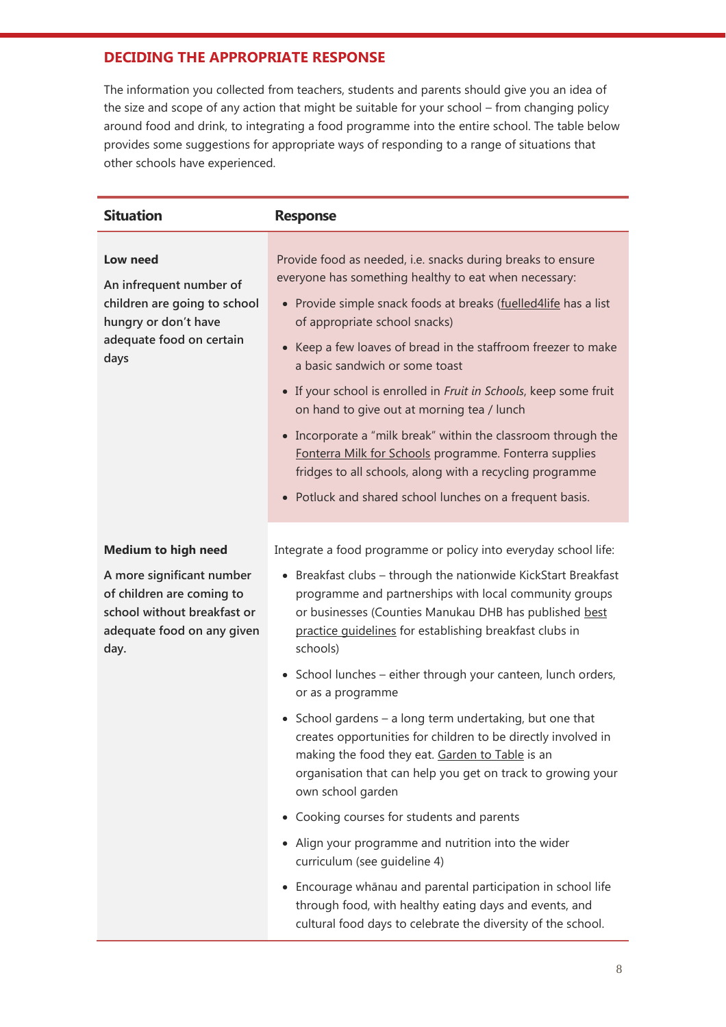## DECIDING THE APPROPRIATE RESPONSE

The information you collected from teachers, students and parents should give you an idea of the size and scope of any action that might be suitable for your school – from changing policy around food and drink, to integrating a food programme into the entire school. The table below provides some suggestions for appropriate ways of responding to a range of situations that other schools have experienced.

| Situation | Response |
|---|---|
| **Low need**<br><br>**An infrequent number of children are going to school hungry or don't have adequate food on certain days** | Provide food as needed, i.e. snacks during breaks to ensure everyone has something healthy to eat when necessary:<br>• Provide simple snack foods at breaks (fuelled4life has a list of appropriate school snacks)<br>• Keep a few loaves of bread in the staffroom freezer to make a basic sandwich or some toast<br>• If your school is enrolled in *Fruit in Schools*, keep some fruit on hand to give out at morning tea / lunch<br>• Incorporate a "milk break" within the classroom through the Fonterra Milk for Schools programme. Fonterra supplies fridges to all schools, along with a recycling programme<br>• Potluck and shared school lunches on a frequent basis. |
| **Medium to high need**<br><br>**A more significant number of children are coming to school without breakfast or adequate food on any given day.** | Integrate a food programme or policy into everyday school life:<br>• Breakfast clubs – through the nationwide KickStart Breakfast programme and partnerships with local community groups or businesses (Counties Manukau DHB has published best practice guidelines for establishing breakfast clubs in schools)<br>• School lunches – either through your canteen, lunch orders, or as a programme<br>• School gardens – a long term undertaking, but one that creates opportunities for children to be directly involved in making the food they eat. Garden to Table is an organisation that can help you get on track to growing your own school garden<br>• Cooking courses for students and parents<br>• Align your programme and nutrition into the wider curriculum (see guideline 4)<br>• Encourage whānau and parental participation in school life through food, with healthy eating days and events, and cultural food days to celebrate the diversity of the school. |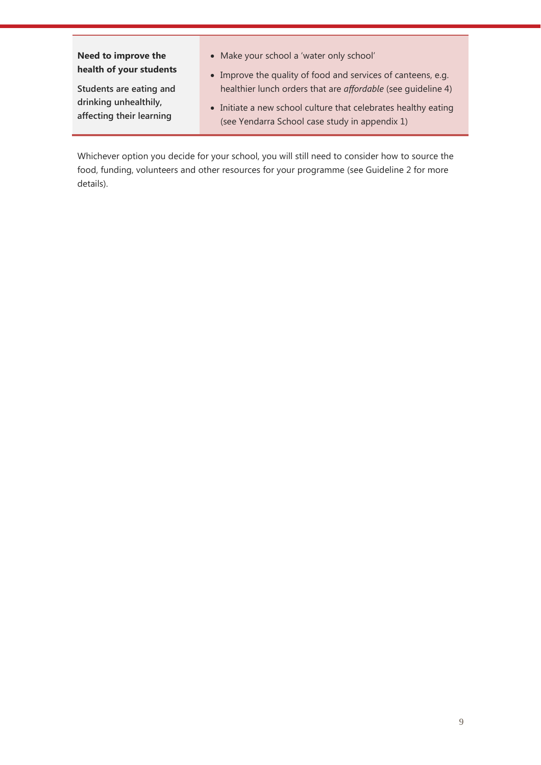| **Need to improve the health of your students**<br><br>**Students are eating and drinking unhealthily, affecting their learning** | • Make your school a 'water only school'<br>• Improve the quality of food and services of canteens, e.g. healthier lunch orders that are *affordable* (see guideline 4)<br>• Initiate a new school culture that celebrates healthy eating (see Yendarra School case study in appendix 1) |
|---|---|

Whichever option you decide for your school, you will still need to consider how to source the food, funding, volunteers and other resources for your programme (see Guideline 2 for more details).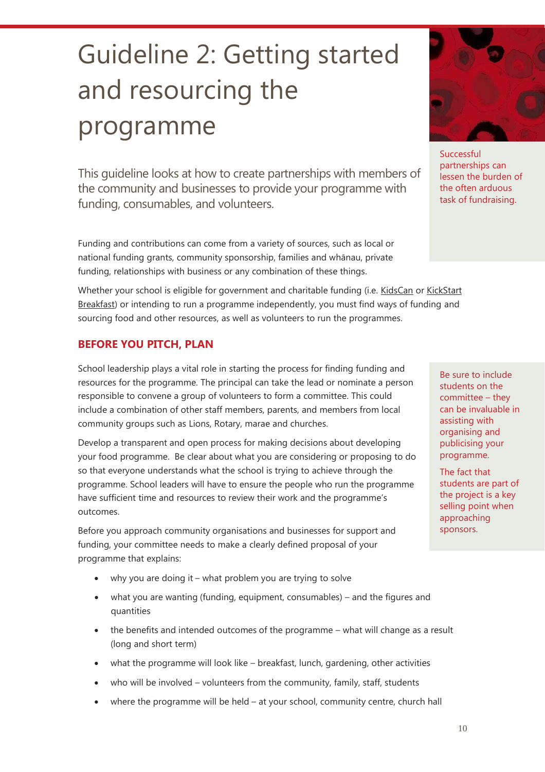# Guideline 2: Getting started and resourcing the programme

This guideline looks at how to create partnerships with members of the community and businesses to provide your programme with funding, consumables, and volunteers.

Successful partnerships can lessen the burden of the often arduous task of fundraising.

Funding and contributions can come from a variety of sources, such as local or national funding grants, community sponsorship, families and whānau, private funding, relationships with business or any combination of these things.

Whether your school is eligible for government and charitable funding (i.e. KidsCan or KickStart Breakfast) or intending to run a programme independently, you must find ways of funding and sourcing food and other resources, as well as volunteers to run the programmes.

## BEFORE YOU PITCH, PLAN

School leadership plays a vital role in starting the process for finding funding and resources for the programme. The principal can take the lead or nominate a person responsible to convene a group of volunteers to form a committee. This could include a combination of other staff members, parents, and members from local community groups such as Lions, Rotary, marae and churches.

Be sure to include students on the committee – they can be invaluable in assisting with organising and publicising your programme.

The fact that students are part of the project is a key selling point when approaching sponsors.

Develop a transparent and open process for making decisions about developing your food programme. Be clear about what you are considering or proposing to do so that everyone understands what the school is trying to achieve through the programme. School leaders will have to ensure the people who run the programme have sufficient time and resources to review their work and the programme's outcomes.

Before you approach community organisations and businesses for support and funding, your committee needs to make a clearly defined proposal of your programme that explains:

- why you are doing it – what problem you are trying to solve
- what you are wanting (funding, equipment, consumables) – and the figures and quantities
- the benefits and intended outcomes of the programme – what will change as a result (long and short term)
- what the programme will look like – breakfast, lunch, gardening, other activities
- who will be involved – volunteers from the community, family, staff, students
- where the programme will be held – at your school, community centre, church hall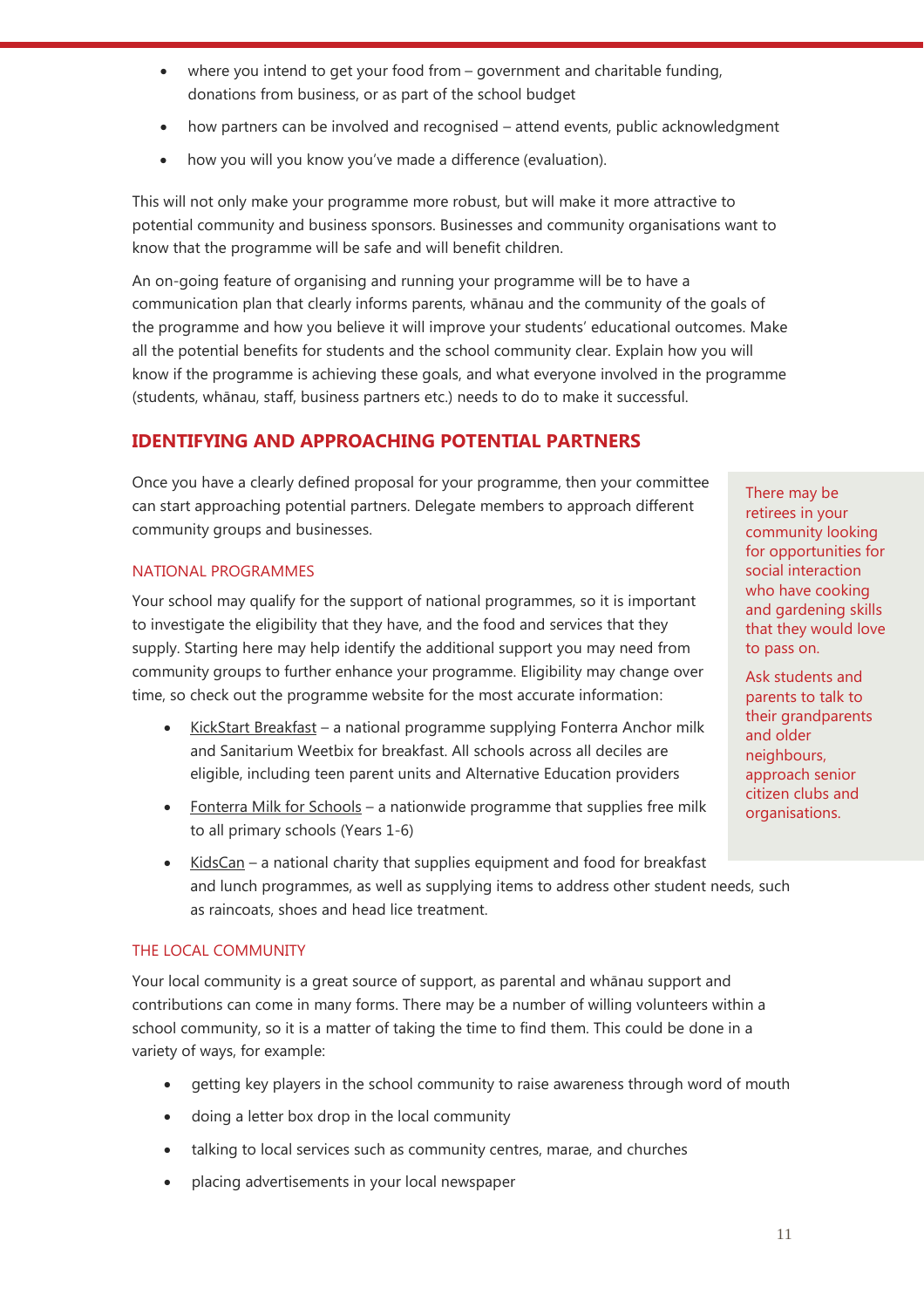- where you intend to get your food from – government and charitable funding, donations from business, or as part of the school budget
- how partners can be involved and recognised – attend events, public acknowledgment
- how you will you know you've made a difference (evaluation).

This will not only make your programme more robust, but will make it more attractive to potential community and business sponsors. Businesses and community organisations want to know that the programme will be safe and will benefit children.

An on-going feature of organising and running your programme will be to have a communication plan that clearly informs parents, whānau and the community of the goals of the programme and how you believe it will improve your students' educational outcomes. Make all the potential benefits for students and the school community clear. Explain how you will know if the programme is achieving these goals, and what everyone involved in the programme (students, whānau, staff, business partners etc.) needs to do to make it successful.

## IDENTIFYING AND APPROACHING POTENTIAL PARTNERS

Once you have a clearly defined proposal for your programme, then your committee can start approaching potential partners. Delegate members to approach different community groups and businesses.

### NATIONAL PROGRAMMES

Your school may qualify for the support of national programmes, so it is important to investigate the eligibility that they have, and the food and services that they supply. Starting here may help identify the additional support you may need from community groups to further enhance your programme. Eligibility may change over time, so check out the programme website for the most accurate information:

- KickStart Breakfast – a national programme supplying Fonterra Anchor milk and Sanitarium Weetbix for breakfast. All schools across all deciles are eligible, including teen parent units and Alternative Education providers
- Fonterra Milk for Schools – a nationwide programme that supplies free milk to all primary schools (Years 1-6)
- KidsCan – a national charity that supplies equipment and food for breakfast and lunch programmes, as well as supplying items to address other student needs, such as raincoats, shoes and head lice treatment.

There may be retirees in your community looking for opportunities for social interaction who have cooking and gardening skills that they would love to pass on.

Ask students and parents to talk to their grandparents and older neighbours, approach senior citizen clubs and organisations.

### THE LOCAL COMMUNITY

Your local community is a great source of support, as parental and whānau support and contributions can come in many forms. There may be a number of willing volunteers within a school community, so it is a matter of taking the time to find them. This could be done in a variety of ways, for example:

- getting key players in the school community to raise awareness through word of mouth
- doing a letter box drop in the local community
- talking to local services such as community centres, marae, and churches
- placing advertisements in your local newspaper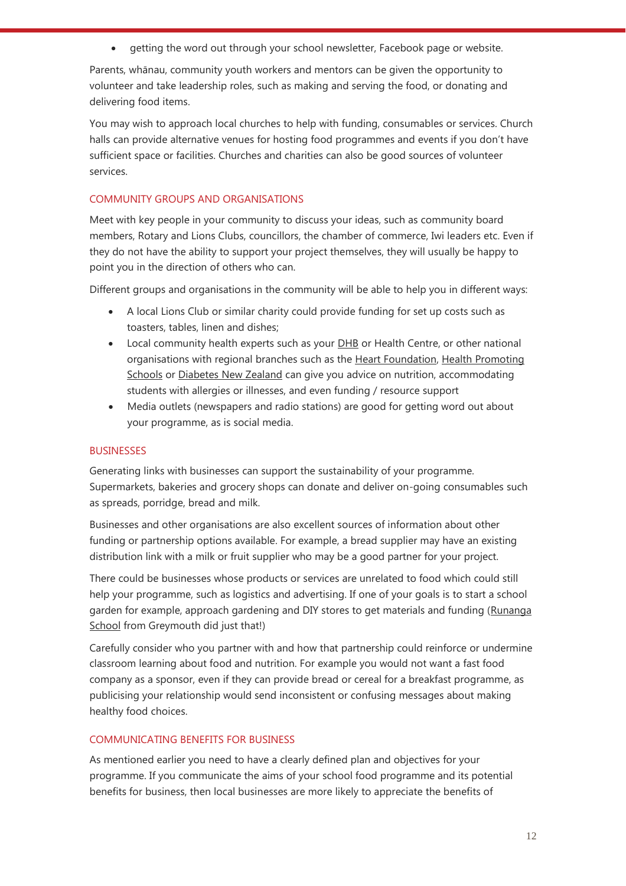- getting the word out through your school newsletter, Facebook page or website.

Parents, whānau, community youth workers and mentors can be given the opportunity to volunteer and take leadership roles, such as making and serving the food, or donating and delivering food items.

You may wish to approach local churches to help with funding, consumables or services. Church halls can provide alternative venues for hosting food programmes and events if you don't have sufficient space or facilities. Churches and charities can also be good sources of volunteer services.

### COMMUNITY GROUPS AND ORGANISATIONS

Meet with key people in your community to discuss your ideas, such as community board members, Rotary and Lions Clubs, councillors, the chamber of commerce, Iwi leaders etc. Even if they do not have the ability to support your project themselves, they will usually be happy to point you in the direction of others who can.

Different groups and organisations in the community will be able to help you in different ways:

- A local Lions Club or similar charity could provide funding for set up costs such as toasters, tables, linen and dishes;
- Local community health experts such as your DHB or Health Centre, or other national organisations with regional branches such as the Heart Foundation, Health Promoting Schools or Diabetes New Zealand can give you advice on nutrition, accommodating students with allergies or illnesses, and even funding / resource support
- Media outlets (newspapers and radio stations) are good for getting word out about your programme, as is social media.

### BUSINESSES

Generating links with businesses can support the sustainability of your programme. Supermarkets, bakeries and grocery shops can donate and deliver on-going consumables such as spreads, porridge, bread and milk.

Businesses and other organisations are also excellent sources of information about other funding or partnership options available. For example, a bread supplier may have an existing distribution link with a milk or fruit supplier who may be a good partner for your project.

There could be businesses whose products or services are unrelated to food which could still help your programme, such as logistics and advertising. If one of your goals is to start a school garden for example, approach gardening and DIY stores to get materials and funding (Runanga School from Greymouth did just that!)

Carefully consider who you partner with and how that partnership could reinforce or undermine classroom learning about food and nutrition. For example you would not want a fast food company as a sponsor, even if they can provide bread or cereal for a breakfast programme, as publicising your relationship would send inconsistent or confusing messages about making healthy food choices.

### COMMUNICATING BENEFITS FOR BUSINESS

As mentioned earlier you need to have a clearly defined plan and objectives for your programme. If you communicate the aims of your school food programme and its potential benefits for business, then local businesses are more likely to appreciate the benefits of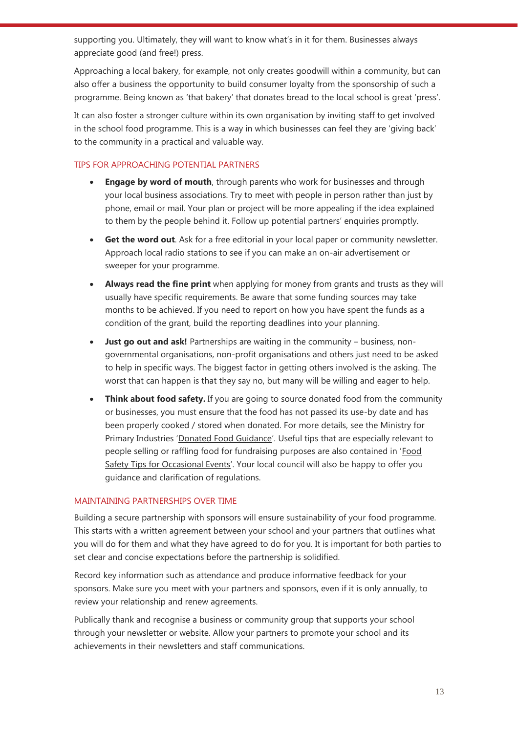supporting you. Ultimately, they will want to know what's in it for them. Businesses always appreciate good (and free!) press.

Approaching a local bakery, for example, not only creates goodwill within a community, but can also offer a business the opportunity to build consumer loyalty from the sponsorship of such a programme. Being known as 'that bakery' that donates bread to the local school is great 'press'.

It can also foster a stronger culture within its own organisation by inviting staff to get involved in the school food programme. This is a way in which businesses can feel they are 'giving back' to the community in a practical and valuable way.

### TIPS FOR APPROACHING POTENTIAL PARTNERS

- **Engage by word of mouth**, through parents who work for businesses and through your local business associations. Try to meet with people in person rather than just by phone, email or mail. Your plan or project will be more appealing if the idea explained to them by the people behind it. Follow up potential partners' enquiries promptly.
- **Get the word out**. Ask for a free editorial in your local paper or community newsletter. Approach local radio stations to see if you can make an on-air advertisement or sweeper for your programme.
- **Always read the fine print** when applying for money from grants and trusts as they will usually have specific requirements. Be aware that some funding sources may take months to be achieved. If you need to report on how you have spent the funds as a condition of the grant, build the reporting deadlines into your planning.
- **Just go out and ask!** Partnerships are waiting in the community – business, non-governmental organisations, non-profit organisations and others just need to be asked to help in specific ways. The biggest factor in getting others involved is the asking. The worst that can happen is that they say no, but many will be willing and eager to help.
- **Think about food safety.** If you are going to source donated food from the community or businesses, you must ensure that the food has not passed its use-by date and has been properly cooked / stored when donated. For more details, see the Ministry for Primary Industries 'Donated Food Guidance'. Useful tips that are especially relevant to people selling or raffling food for fundraising purposes are also contained in 'Food Safety Tips for Occasional Events'. Your local council will also be happy to offer you guidance and clarification of regulations.

### MAINTAINING PARTNERSHIPS OVER TIME

Building a secure partnership with sponsors will ensure sustainability of your food programme. This starts with a written agreement between your school and your partners that outlines what you will do for them and what they have agreed to do for you. It is important for both parties to set clear and concise expectations before the partnership is solidified.

Record key information such as attendance and produce informative feedback for your sponsors. Make sure you meet with your partners and sponsors, even if it is only annually, to review your relationship and renew agreements.

Publically thank and recognise a business or community group that supports your school through your newsletter or website. Allow your partners to promote your school and its achievements in their newsletters and staff communications.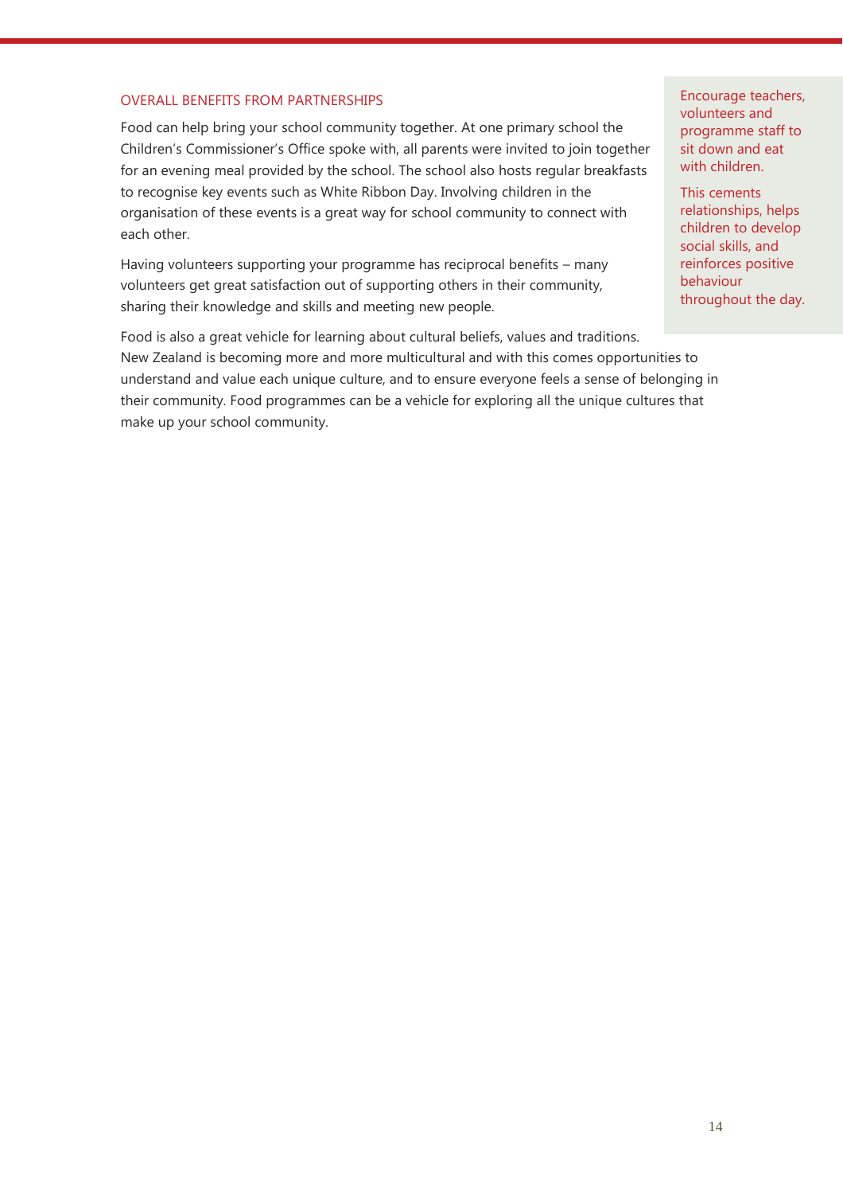### OVERALL BENEFITS FROM PARTNERSHIPS

Food can help bring your school community together. At one primary school the Children's Commissioner's Office spoke with, all parents were invited to join together for an evening meal provided by the school. The school also hosts regular breakfasts to recognise key events such as White Ribbon Day. Involving children in the organisation of these events is a great way for school community to connect with each other.

Having volunteers supporting your programme has reciprocal benefits – many volunteers get great satisfaction out of supporting others in their community, sharing their knowledge and skills and meeting new people.

> Encourage teachers, volunteers and programme staff to sit down and eat with children.
>
> This cements relationships, helps children to develop social skills, and reinforces positive behaviour throughout the day.

Food is also a great vehicle for learning about cultural beliefs, values and traditions. New Zealand is becoming more and more multicultural and with this comes opportunities to understand and value each unique culture, and to ensure everyone feels a sense of belonging in their community. Food programmes can be a vehicle for exploring all the unique cultures that make up your school community.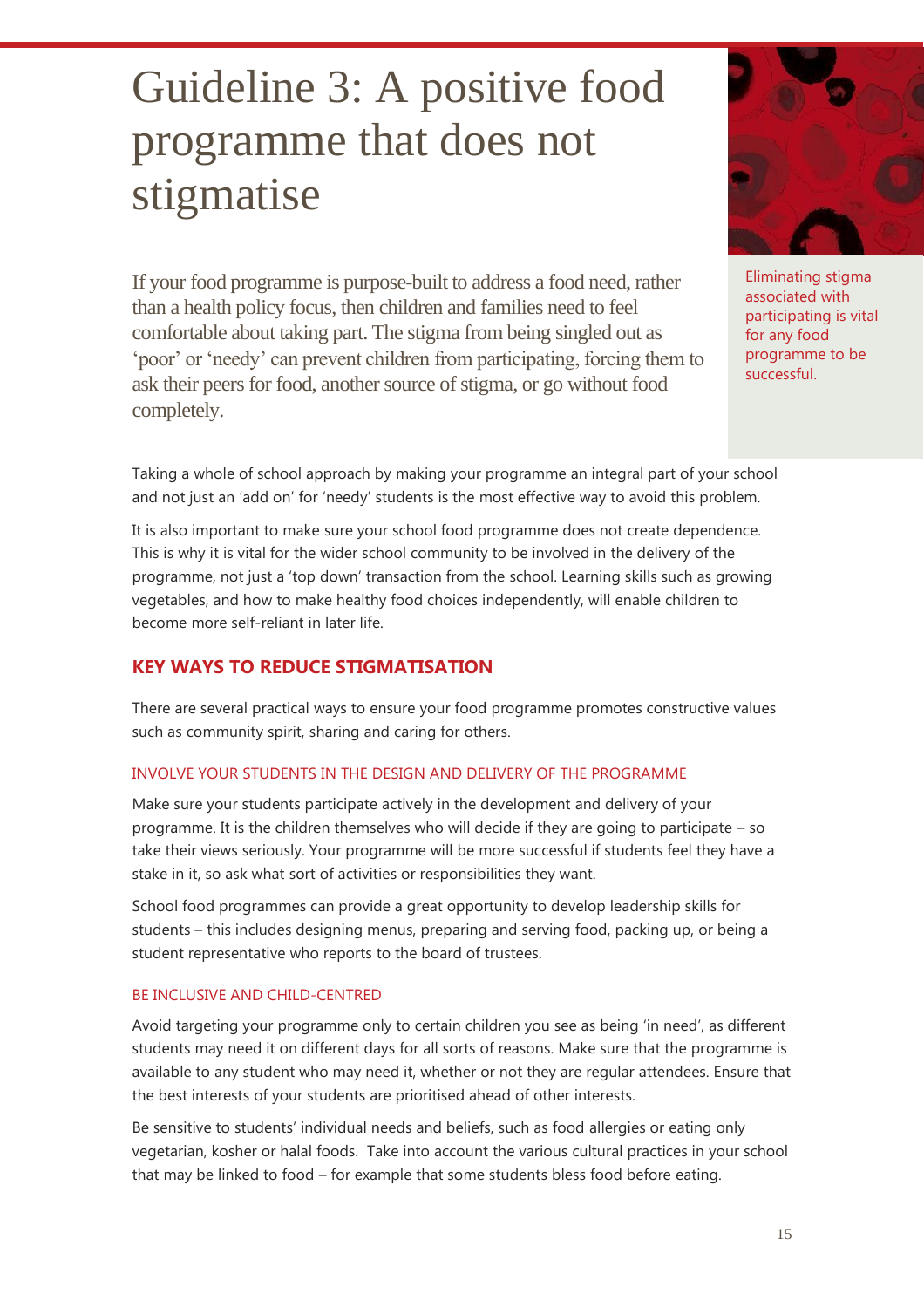# Guideline 3: A positive food programme that does not stigmatise

If your food programme is purpose-built to address a food need, rather than a health policy focus, then children and families need to feel comfortable about taking part. The stigma from being singled out as 'poor' or 'needy' can prevent children from participating, forcing them to ask their peers for food, another source of stigma, or go without food completely.

Eliminating stigma associated with participating is vital for any food programme to be successful.

Taking a whole of school approach by making your programme an integral part of your school and not just an 'add on' for 'needy' students is the most effective way to avoid this problem.

It is also important to make sure your school food programme does not create dependence. This is why it is vital for the wider school community to be involved in the delivery of the programme, not just a 'top down' transaction from the school. Learning skills such as growing vegetables, and how to make healthy food choices independently, will enable children to become more self-reliant in later life.

## KEY WAYS TO REDUCE STIGMATISATION

There are several practical ways to ensure your food programme promotes constructive values such as community spirit, sharing and caring for others.

### INVOLVE YOUR STUDENTS IN THE DESIGN AND DELIVERY OF THE PROGRAMME

Make sure your students participate actively in the development and delivery of your programme. It is the children themselves who will decide if they are going to participate – so take their views seriously. Your programme will be more successful if students feel they have a stake in it, so ask what sort of activities or responsibilities they want.

School food programmes can provide a great opportunity to develop leadership skills for students – this includes designing menus, preparing and serving food, packing up, or being a student representative who reports to the board of trustees.

### BE INCLUSIVE AND CHILD-CENTRED

Avoid targeting your programme only to certain children you see as being 'in need', as different students may need it on different days for all sorts of reasons. Make sure that the programme is available to any student who may need it, whether or not they are regular attendees. Ensure that the best interests of your students are prioritised ahead of other interests.

Be sensitive to students' individual needs and beliefs, such as food allergies or eating only vegetarian, kosher or halal foods. Take into account the various cultural practices in your school that may be linked to food – for example that some students bless food before eating.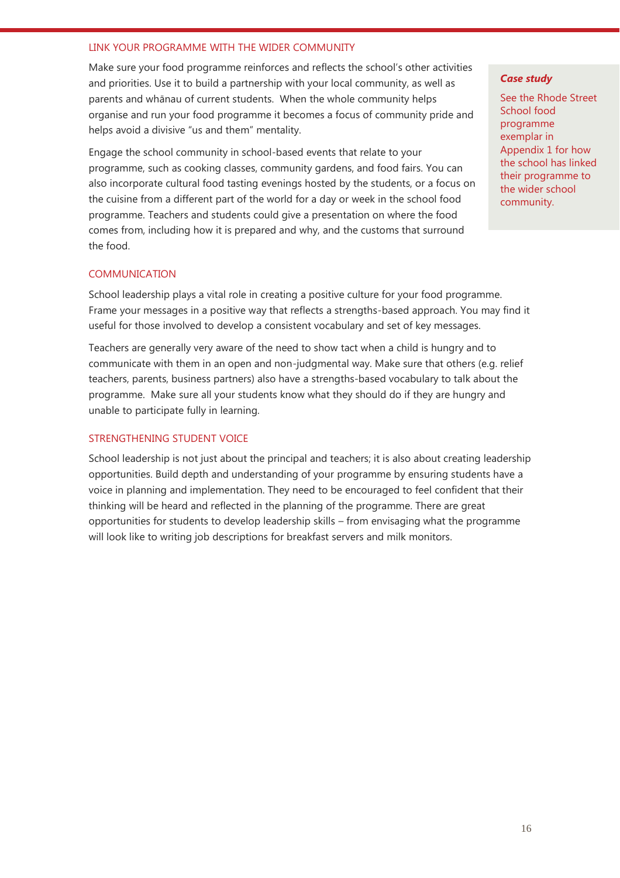## LINK YOUR PROGRAMME WITH THE WIDER COMMUNITY

Make sure your food programme reinforces and reflects the school's other activities and priorities. Use it to build a partnership with your local community, as well as parents and whānau of current students. When the whole community helps organise and run your food programme it becomes a focus of community pride and helps avoid a divisive "us and them" mentality.

Engage the school community in school-based events that relate to your programme, such as cooking classes, community gardens, and food fairs. You can also incorporate cultural food tasting evenings hosted by the students, or a focus on the cuisine from a different part of the world for a day or week in the school food programme. Teachers and students could give a presentation on where the food comes from, including how it is prepared and why, and the customs that surround the food.

> ***Case study***
>
> See the Rhode Street School food programme exemplar in Appendix 1 for how the school has linked their programme to the wider school community.

## COMMUNICATION

School leadership plays a vital role in creating a positive culture for your food programme. Frame your messages in a positive way that reflects a strengths-based approach. You may find it useful for those involved to develop a consistent vocabulary and set of key messages.

Teachers are generally very aware of the need to show tact when a child is hungry and to communicate with them in an open and non-judgmental way. Make sure that others (e.g. relief teachers, parents, business partners) also have a strengths-based vocabulary to talk about the programme. Make sure all your students know what they should do if they are hungry and unable to participate fully in learning.

## STRENGTHENING STUDENT VOICE

School leadership is not just about the principal and teachers; it is also about creating leadership opportunities. Build depth and understanding of your programme by ensuring students have a voice in planning and implementation. They need to be encouraged to feel confident that their thinking will be heard and reflected in the planning of the programme. There are great opportunities for students to develop leadership skills – from envisaging what the programme will look like to writing job descriptions for breakfast servers and milk monitors.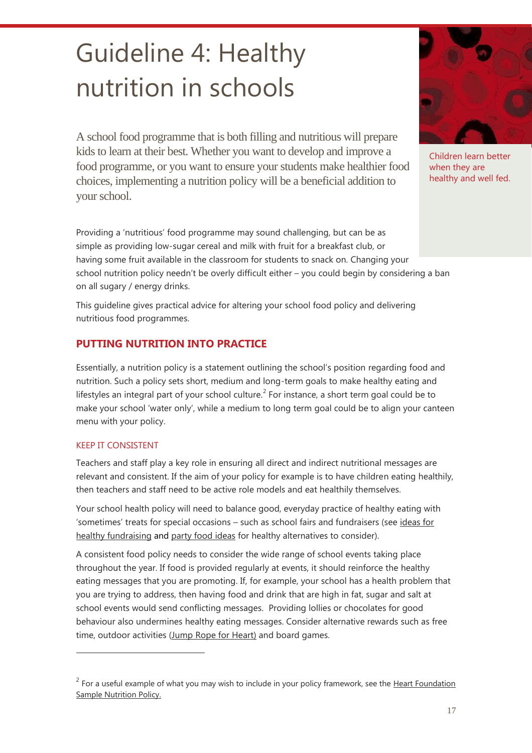# Guideline 4: Healthy nutrition in schools

A school food programme that is both filling and nutritious will prepare kids to learn at their best. Whether you want to develop and improve a food programme, or you want to ensure your students make healthier food choices, implementing a nutrition policy will be a beneficial addition to your school.

Children learn better when they are healthy and well fed.

Providing a 'nutritious' food programme may sound challenging, but can be as simple as providing low-sugar cereal and milk with fruit for a breakfast club, or having some fruit available in the classroom for students to snack on. Changing your school nutrition policy needn't be overly difficult either – you could begin by considering a ban on all sugary / energy drinks.

This guideline gives practical advice for altering your school food policy and delivering nutritious food programmes.

## PUTTING NUTRITION INTO PRACTICE

Essentially, a nutrition policy is a statement outlining the school's position regarding food and nutrition. Such a policy sets short, medium and long-term goals to make healthy eating and lifestyles an integral part of your school culture.[2] For instance, a short term goal could be to make your school 'water only', while a medium to long term goal could be to align your canteen menu with your policy.

### KEEP IT CONSISTENT

Teachers and staff play a key role in ensuring all direct and indirect nutritional messages are relevant and consistent. If the aim of your policy for example is to have children eating healthily, then teachers and staff need to be active role models and eat healthily themselves.

Your school health policy will need to balance good, everyday practice of healthy eating with 'sometimes' treats for special occasions – such as school fairs and fundraisers (see ideas for healthy fundraising and party food ideas for healthy alternatives to consider).

A consistent food policy needs to consider the wide range of school events taking place throughout the year. If food is provided regularly at events, it should reinforce the healthy eating messages that you are promoting. If, for example, your school has a health problem that you are trying to address, then having food and drink that are high in fat, sugar and salt at school events would send conflicting messages. Providing lollies or chocolates for good behaviour also undermines healthy eating messages. Consider alternative rewards such as free time, outdoor activities (Jump Rope for Heart) and board games.

---

[2] For a useful example of what you may wish to include in your policy framework, see the Heart Foundation Sample Nutrition Policy.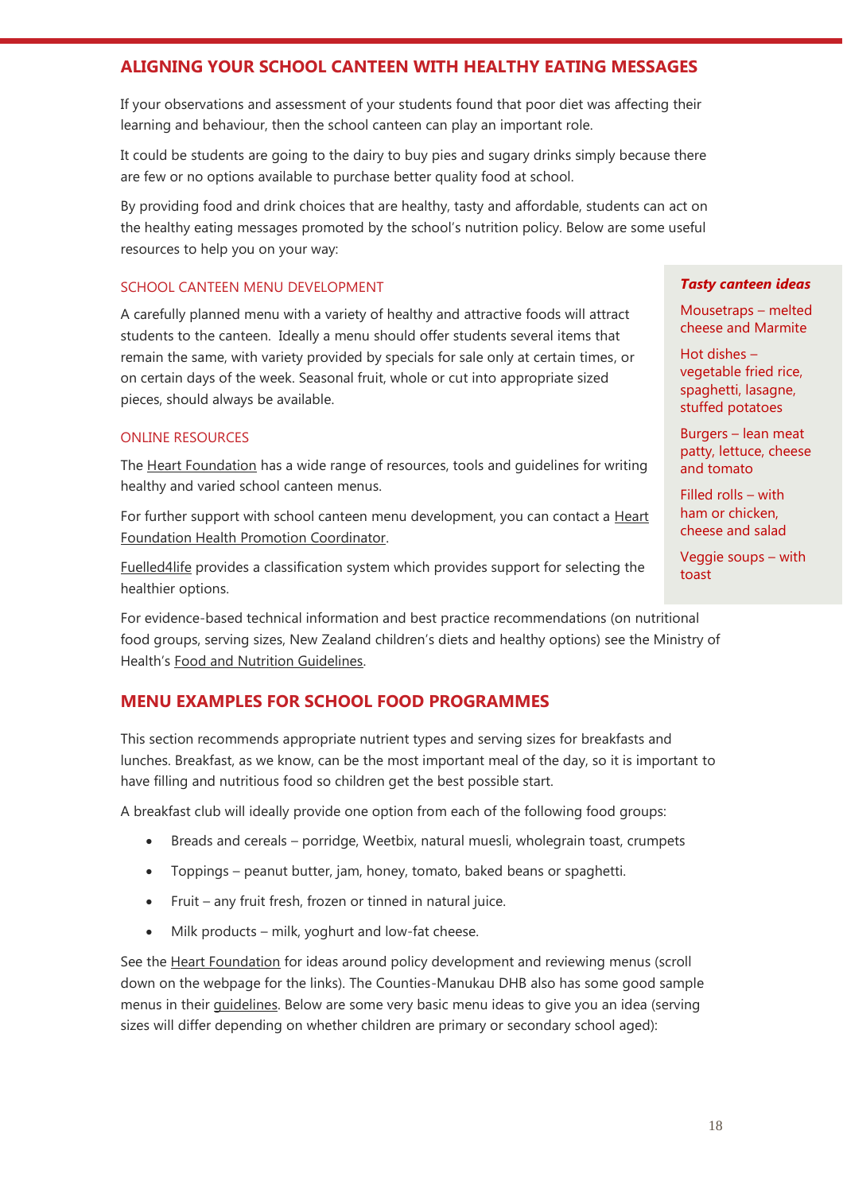## ALIGNING YOUR SCHOOL CANTEEN WITH HEALTHY EATING MESSAGES

If your observations and assessment of your students found that poor diet was affecting their learning and behaviour, then the school canteen can play an important role.

It could be students are going to the dairy to buy pies and sugary drinks simply because there are few or no options available to purchase better quality food at school.

By providing food and drink choices that are healthy, tasty and affordable, students can act on the healthy eating messages promoted by the school's nutrition policy. Below are some useful resources to help you on your way:

### SCHOOL CANTEEN MENU DEVELOPMENT

A carefully planned menu with a variety of healthy and attractive foods will attract students to the canteen. Ideally a menu should offer students several items that remain the same, with variety provided by specials for sale only at certain times, or on certain days of the week. Seasonal fruit, whole or cut into appropriate sized pieces, should always be available.

### ONLINE RESOURCES

The Heart Foundation has a wide range of resources, tools and guidelines for writing healthy and varied school canteen menus.

For further support with school canteen menu development, you can contact a Heart Foundation Health Promotion Coordinator.

Fuelled4life provides a classification system which provides support for selecting the healthier options.

For evidence-based technical information and best practice recommendations (on nutritional food groups, serving sizes, New Zealand children's diets and healthy options) see the Ministry of Health's Food and Nutrition Guidelines.

> ***Tasty canteen ideas***
>
> Mousetraps – melted cheese and Marmite
>
> Hot dishes – vegetable fried rice, spaghetti, lasagne, stuffed potatoes
>
> Burgers – lean meat patty, lettuce, cheese and tomato
>
> Filled rolls – with ham or chicken, cheese and salad
>
> Veggie soups – with toast

## MENU EXAMPLES FOR SCHOOL FOOD PROGRAMMES

This section recommends appropriate nutrient types and serving sizes for breakfasts and lunches. Breakfast, as we know, can be the most important meal of the day, so it is important to have filling and nutritious food so children get the best possible start.

A breakfast club will ideally provide one option from each of the following food groups:

- Breads and cereals – porridge, Weetbix, natural muesli, wholegrain toast, crumpets
- Toppings – peanut butter, jam, honey, tomato, baked beans or spaghetti.
- Fruit – any fruit fresh, frozen or tinned in natural juice.
- Milk products – milk, yoghurt and low-fat cheese.

See the Heart Foundation for ideas around policy development and reviewing menus (scroll down on the webpage for the links). The Counties-Manukau DHB also has some good sample menus in their guidelines. Below are some very basic menu ideas to give you an idea (serving sizes will differ depending on whether children are primary or secondary school aged):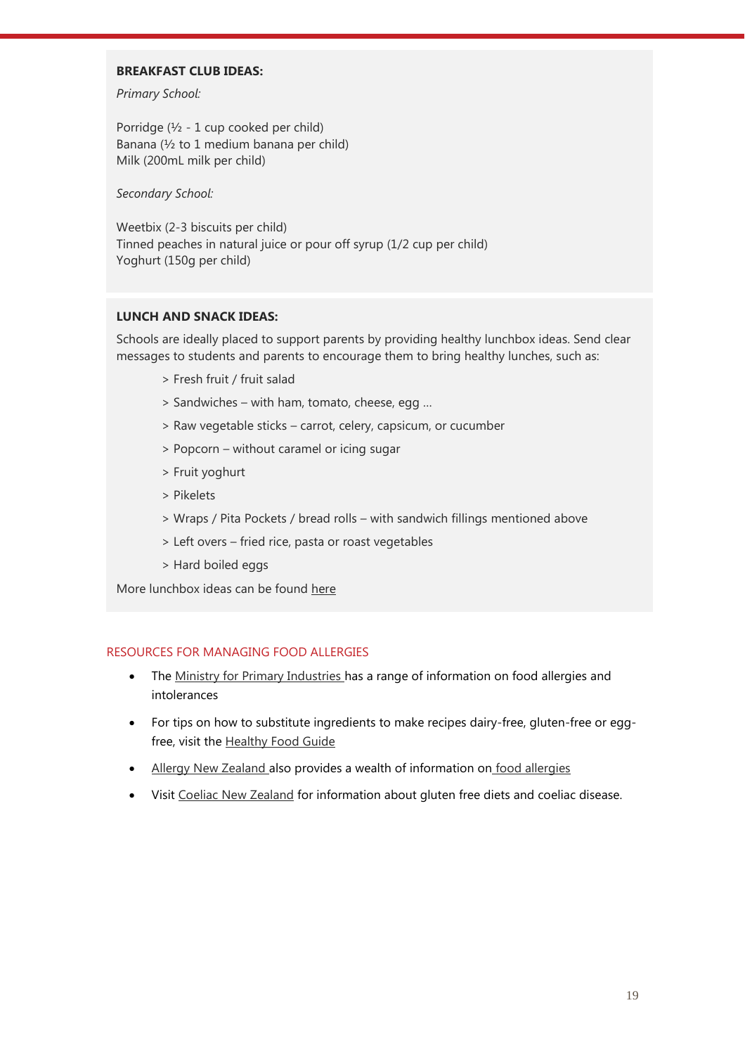**BREAKFAST CLUB IDEAS:**

*Primary School:*

Porridge (½ - 1 cup cooked per child)
Banana (½ to 1 medium banana per child)
Milk (200mL milk per child)

*Secondary School:*

Weetbix (2-3 biscuits per child)
Tinned peaches in natural juice or pour off syrup (1/2 cup per child)
Yoghurt (150g per child)

**LUNCH AND SNACK IDEAS:**

Schools are ideally placed to support parents by providing healthy lunchbox ideas. Send clear messages to students and parents to encourage them to bring healthy lunches, such as:

> Fresh fruit / fruit salad

> Sandwiches – with ham, tomato, cheese, egg …

> Raw vegetable sticks – carrot, celery, capsicum, or cucumber

> Popcorn – without caramel or icing sugar

> Fruit yoghurt

> Pikelets

> Wraps / Pita Pockets / bread rolls – with sandwich fillings mentioned above

> Left overs – fried rice, pasta or roast vegetables

> Hard boiled eggs

More lunchbox ideas can be found here

## RESOURCES FOR MANAGING FOOD ALLERGIES

- The Ministry for Primary Industries has a range of information on food allergies and intolerances
- For tips on how to substitute ingredients to make recipes dairy-free, gluten-free or egg-free, visit the Healthy Food Guide
- Allergy New Zealand also provides a wealth of information on food allergies
- Visit Coeliac New Zealand for information about gluten free diets and coeliac disease.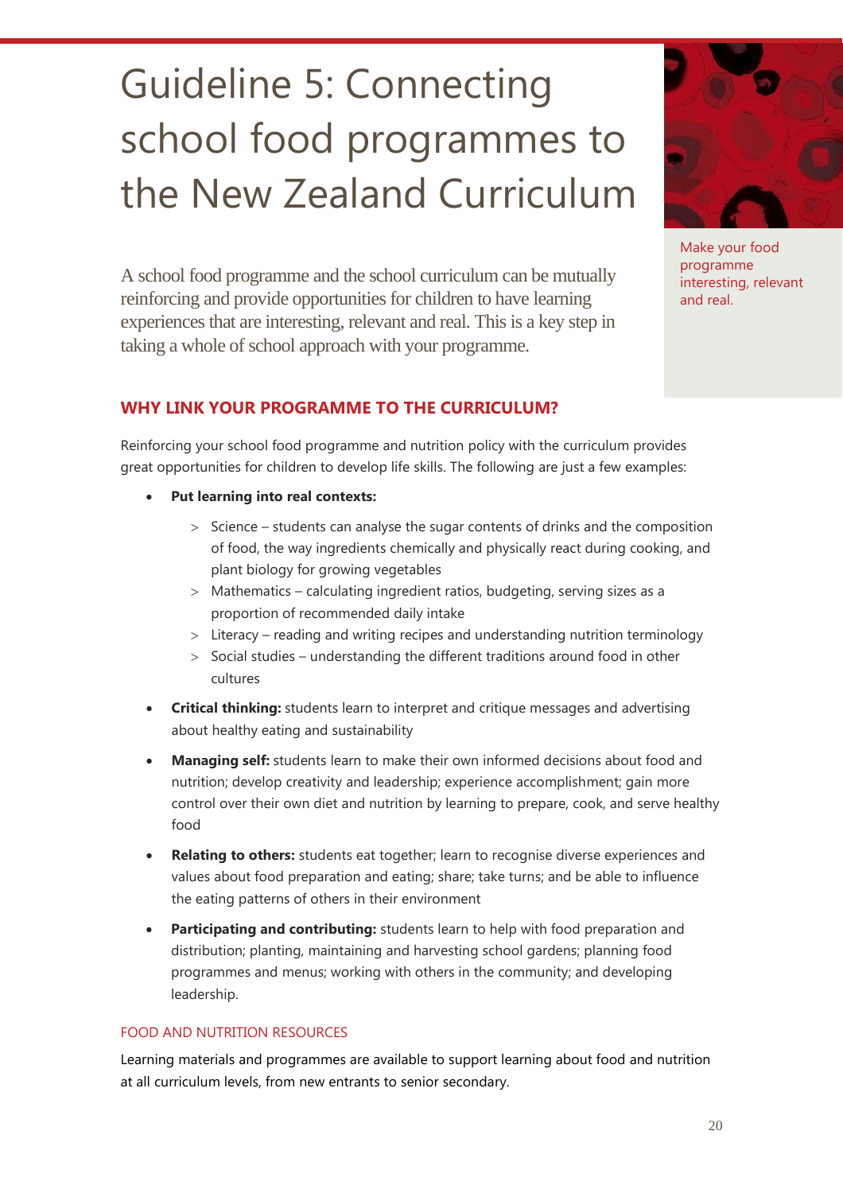# Guideline 5: Connecting school food programmes to the New Zealand Curriculum

Make your food programme interesting, relevant and real.

A school food programme and the school curriculum can be mutually reinforcing and provide opportunities for children to have learning experiences that are interesting, relevant and real. This is a key step in taking a whole of school approach with your programme.

## WHY LINK YOUR PROGRAMME TO THE CURRICULUM?

Reinforcing your school food programme and nutrition policy with the curriculum provides great opportunities for children to develop life skills. The following are just a few examples:

- **Put learning into real contexts:**
  - Science – students can analyse the sugar contents of drinks and the composition of food, the way ingredients chemically and physically react during cooking, and plant biology for growing vegetables
  - Mathematics – calculating ingredient ratios, budgeting, serving sizes as a proportion of recommended daily intake
  - Literacy – reading and writing recipes and understanding nutrition terminology
  - Social studies – understanding the different traditions around food in other cultures
- **Critical thinking:** students learn to interpret and critique messages and advertising about healthy eating and sustainability
- **Managing self:** students learn to make their own informed decisions about food and nutrition; develop creativity and leadership; experience accomplishment; gain more control over their own diet and nutrition by learning to prepare, cook, and serve healthy food
- **Relating to others:** students eat together; learn to recognise diverse experiences and values about food preparation and eating; share; take turns; and be able to influence the eating patterns of others in their environment
- **Participating and contributing:** students learn to help with food preparation and distribution; planting, maintaining and harvesting school gardens; planning food programmes and menus; working with others in the community; and developing leadership.

### FOOD AND NUTRITION RESOURCES

Learning materials and programmes are available to support learning about food and nutrition at all curriculum levels, from new entrants to senior secondary.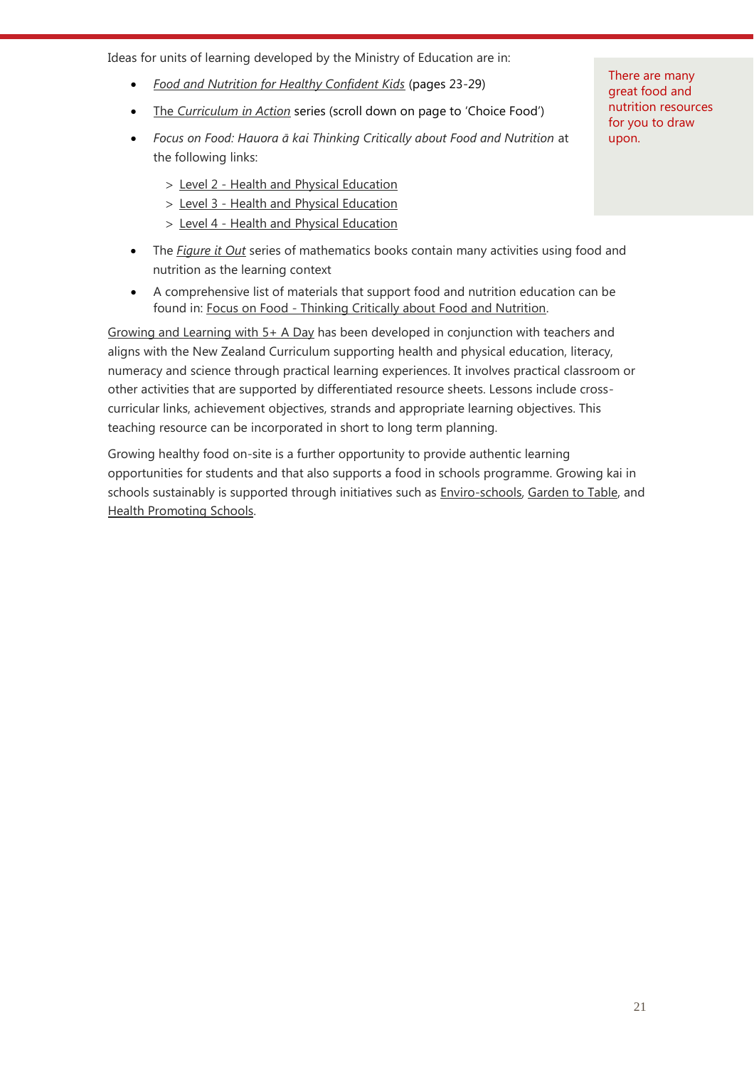Ideas for units of learning developed by the Ministry of Education are in:

- *Food and Nutrition for Healthy Confident Kids* (pages 23-29)
- The *Curriculum in Action* series (scroll down on page to 'Choice Food')
- *Focus on Food: Hauora ā kai Thinking Critically about Food and Nutrition* at the following links:
  > Level 2 - Health and Physical Education
  > Level 3 - Health and Physical Education
  > Level 4 - Health and Physical Education
- The *Figure it Out* series of mathematics books contain many activities using food and nutrition as the learning context
- A comprehensive list of materials that support food and nutrition education can be found in: Focus on Food - Thinking Critically about Food and Nutrition.

There are many great food and nutrition resources for you to draw upon.

Growing and Learning with 5+ A Day has been developed in conjunction with teachers and aligns with the New Zealand Curriculum supporting health and physical education, literacy, numeracy and science through practical learning experiences. It involves practical classroom or other activities that are supported by differentiated resource sheets. Lessons include cross-curricular links, achievement objectives, strands and appropriate learning objectives. This teaching resource can be incorporated in short to long term planning.

Growing healthy food on-site is a further opportunity to provide authentic learning opportunities for students and that also supports a food in schools programme. Growing kai in schools sustainably is supported through initiatives such as Enviro-schools, Garden to Table, and Health Promoting Schools.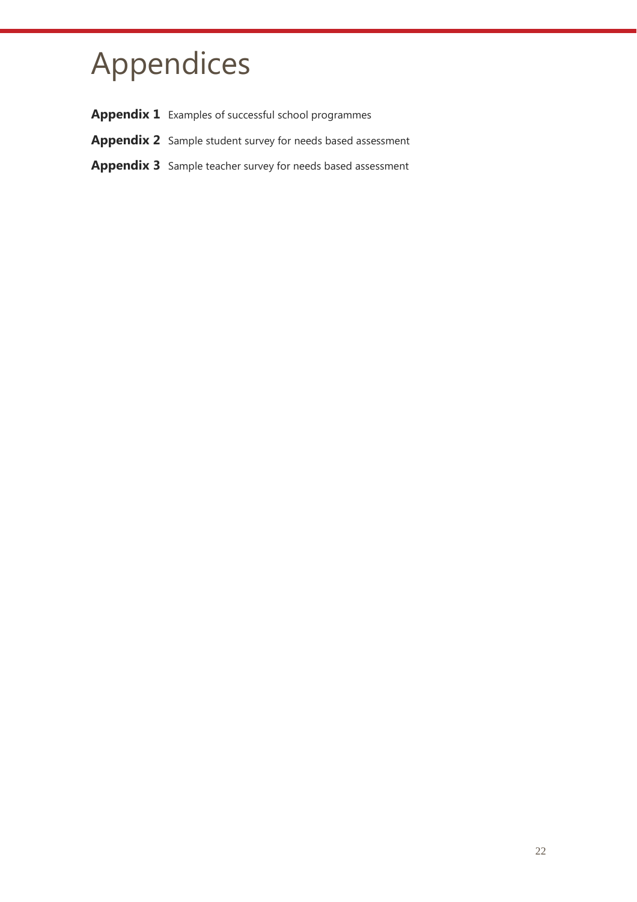# Appendices

**Appendix 1** Examples of successful school programmes

**Appendix 2** Sample student survey for needs based assessment

**Appendix 3** Sample teacher survey for needs based assessment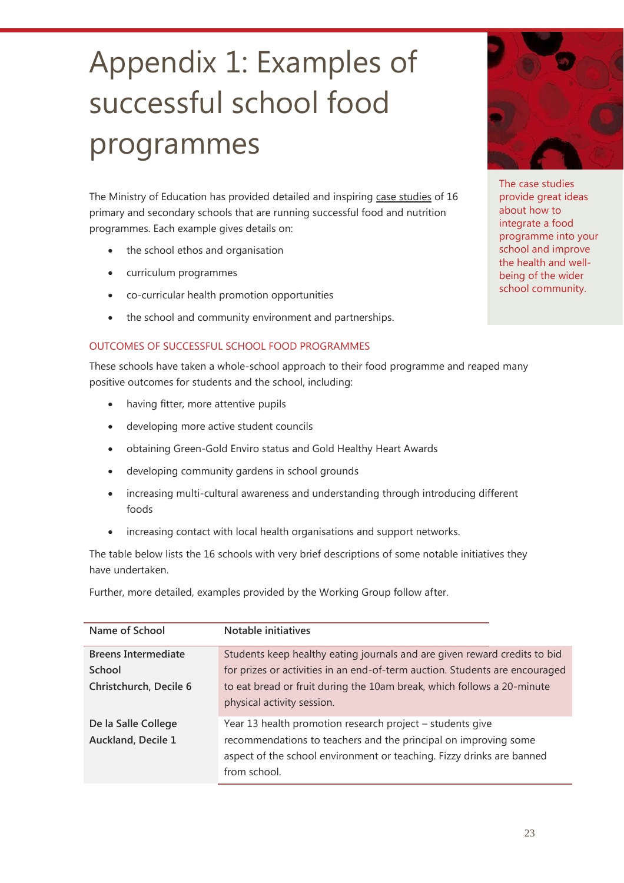# Appendix 1: Examples of successful school food programmes

The Ministry of Education has provided detailed and inspiring case studies of 16 primary and secondary schools that are running successful food and nutrition programmes. Each example gives details on:

- the school ethos and organisation
- curriculum programmes
- co-curricular health promotion opportunities
- the school and community environment and partnerships.

The case studies provide great ideas about how to integrate a food programme into your school and improve the health and well-being of the wider school community.

### OUTCOMES OF SUCCESSFUL SCHOOL FOOD PROGRAMMES

These schools have taken a whole-school approach to their food programme and reaped many positive outcomes for students and the school, including:

- having fitter, more attentive pupils
- developing more active student councils
- obtaining Green-Gold Enviro status and Gold Healthy Heart Awards
- developing community gardens in school grounds
- increasing multi-cultural awareness and understanding through introducing different foods
- increasing contact with local health organisations and support networks.

The table below lists the 16 schools with very brief descriptions of some notable initiatives they have undertaken.

Further, more detailed, examples provided by the Working Group follow after.

| Name of School | Notable initiatives |
|---|---|
| **Breens Intermediate School Christchurch, Decile 6** | Students keep healthy eating journals and are given reward credits to bid for prizes or activities in an end-of-term auction. Students are encouraged to eat bread or fruit during the 10am break, which follows a 20-minute physical activity session. |
| **De la Salle College Auckland, Decile 1** | Year 13 health promotion research project – students give recommendations to teachers and the principal on improving some aspect of the school environment or teaching. Fizzy drinks are banned from school. |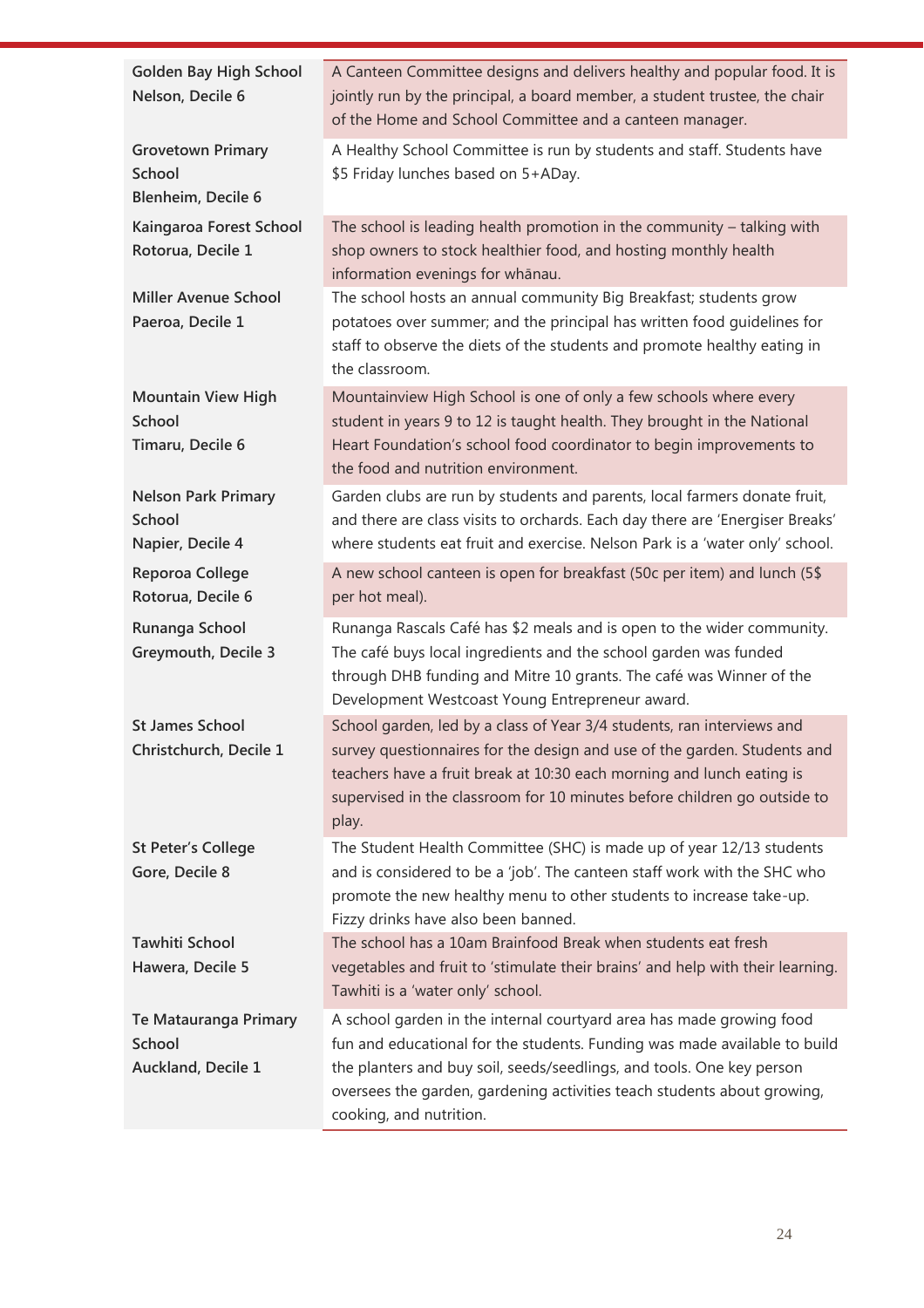| School | Description |
|---|---|
| Golden Bay High School Nelson, Decile 6 | A Canteen Committee designs and delivers healthy and popular food. It is jointly run by the principal, a board member, a student trustee, the chair of the Home and School Committee and a canteen manager. |
| Grovetown Primary School Blenheim, Decile 6 | A Healthy School Committee is run by students and staff. Students have $5 Friday lunches based on 5+ADay. |
| Kaingaroa Forest School Rotorua, Decile 1 | The school is leading health promotion in the community – talking with shop owners to stock healthier food, and hosting monthly health information evenings for whānau. |
| Miller Avenue School Paeroa, Decile 1 | The school hosts an annual community Big Breakfast; students grow potatoes over summer; and the principal has written food guidelines for staff to observe the diets of the students and promote healthy eating in the classroom. |
| Mountain View High School Timaru, Decile 6 | Mountainview High School is one of only a few schools where every student in years 9 to 12 is taught health. They brought in the National Heart Foundation's school food coordinator to begin improvements to the food and nutrition environment. |
| Nelson Park Primary School Napier, Decile 4 | Garden clubs are run by students and parents, local farmers donate fruit, and there are class visits to orchards. Each day there are 'Energiser Breaks' where students eat fruit and exercise. Nelson Park is a 'water only' school. |
| Reporoa College Rotorua, Decile 6 | A new school canteen is open for breakfast (50c per item) and lunch (5$ per hot meal). |
| Runanga School Greymouth, Decile 3 | Runanga Rascals Café has $2 meals and is open to the wider community. The café buys local ingredients and the school garden was funded through DHB funding and Mitre 10 grants. The café was Winner of the Development Westcoast Young Entrepreneur award. |
| St James School Christchurch, Decile 1 | School garden, led by a class of Year 3/4 students, ran interviews and survey questionnaires for the design and use of the garden. Students and teachers have a fruit break at 10:30 each morning and lunch eating is supervised in the classroom for 10 minutes before children go outside to play. |
| St Peter's College Gore, Decile 8 | The Student Health Committee (SHC) is made up of year 12/13 students and is considered to be a 'job'. The canteen staff work with the SHC who promote the new healthy menu to other students to increase take-up. Fizzy drinks have also been banned. |
| Tawhiti School Hawera, Decile 5 | The school has a 10am Brainfood Break when students eat fresh vegetables and fruit to 'stimulate their brains' and help with their learning. Tawhiti is a 'water only' school. |
| Te Mataurangа Primary School Auckland, Decile 1 | A school garden in the internal courtyard area has made growing food fun and educational for the students. Funding was made available to build the planters and buy soil, seeds/seedlings, and tools. One key person oversees the garden, gardening activities teach students about growing, cooking, and nutrition. |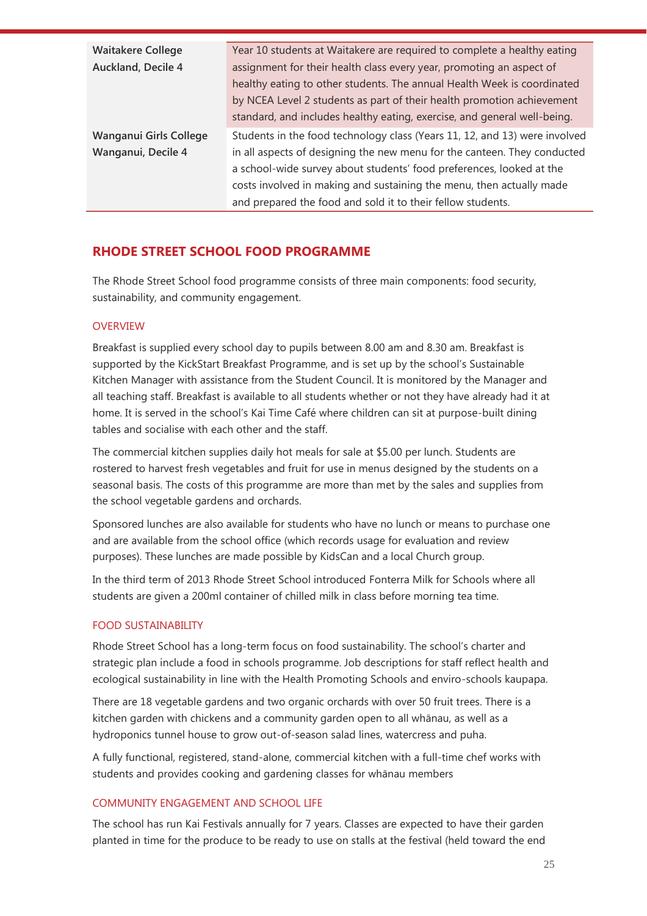| | |
|---|---|
| **Waitakere College Auckland, Decile 4** | Year 10 students at Waitakere are required to complete a healthy eating assignment for their health class every year, promoting an aspect of healthy eating to other students. The annual Health Week is coordinated by NCEA Level 2 students as part of their health promotion achievement standard, and includes healthy eating, exercise, and general well-being. |
| **Wanganui Girls College Wanganui, Decile 4** | Students in the food technology class (Years 11, 12, and 13) were involved in all aspects of designing the new menu for the canteen. They conducted a school-wide survey about students' food preferences, looked at the costs involved in making and sustaining the menu, then actually made and prepared the food and sold it to their fellow students. |

## RHODE STREET SCHOOL FOOD PROGRAMME

The Rhode Street School food programme consists of three main components: food security, sustainability, and community engagement.

### OVERVIEW

Breakfast is supplied every school day to pupils between 8.00 am and 8.30 am. Breakfast is supported by the KickStart Breakfast Programme, and is set up by the school's Sustainable Kitchen Manager with assistance from the Student Council. It is monitored by the Manager and all teaching staff. Breakfast is available to all students whether or not they have already had it at home. It is served in the school's Kai Time Café where children can sit at purpose-built dining tables and socialise with each other and the staff.

The commercial kitchen supplies daily hot meals for sale at $5.00 per lunch. Students are rostered to harvest fresh vegetables and fruit for use in menus designed by the students on a seasonal basis. The costs of this programme are more than met by the sales and supplies from the school vegetable gardens and orchards.

Sponsored lunches are also available for students who have no lunch or means to purchase one and are available from the school office (which records usage for evaluation and review purposes). These lunches are made possible by KidsCan and a local Church group.

In the third term of 2013 Rhode Street School introduced Fonterra Milk for Schools where all students are given a 200ml container of chilled milk in class before morning tea time.

### FOOD SUSTAINABILITY

Rhode Street School has a long-term focus on food sustainability. The school's charter and strategic plan include a food in schools programme. Job descriptions for staff reflect health and ecological sustainability in line with the Health Promoting Schools and enviro-schools kaupapa.

There are 18 vegetable gardens and two organic orchards with over 50 fruit trees. There is a kitchen garden with chickens and a community garden open to all whānau, as well as a hydroponics tunnel house to grow out-of-season salad lines, watercress and puha.

A fully functional, registered, stand-alone, commercial kitchen with a full-time chef works with students and provides cooking and gardening classes for whānau members

### COMMUNITY ENGAGEMENT AND SCHOOL LIFE

The school has run Kai Festivals annually for 7 years. Classes are expected to have their garden planted in time for the produce to be ready to use on stalls at the festival (held toward the end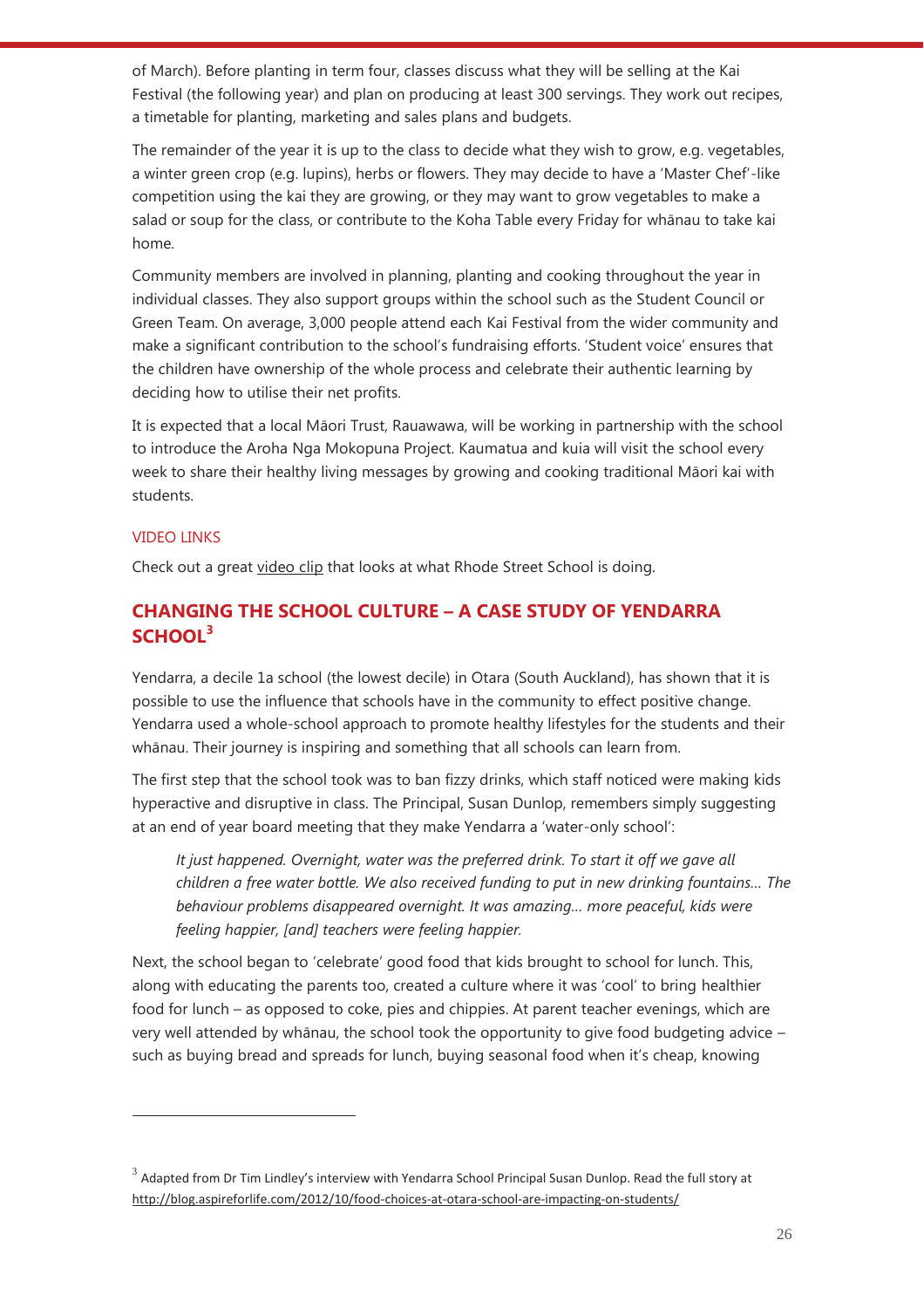of March). Before planting in term four, classes discuss what they will be selling at the Kai Festival (the following year) and plan on producing at least 300 servings. They work out recipes, a timetable for planting, marketing and sales plans and budgets.

The remainder of the year it is up to the class to decide what they wish to grow, e.g. vegetables, a winter green crop (e.g. lupins), herbs or flowers. They may decide to have a 'Master Chef'-like competition using the kai they are growing, or they may want to grow vegetables to make a salad or soup for the class, or contribute to the Koha Table every Friday for whānau to take kai home.

Community members are involved in planning, planting and cooking throughout the year in individual classes. They also support groups within the school such as the Student Council or Green Team. On average, 3,000 people attend each Kai Festival from the wider community and make a significant contribution to the school's fundraising efforts. 'Student voice' ensures that the children have ownership of the whole process and celebrate their authentic learning by deciding how to utilise their net profits.

It is expected that a local Māori Trust, Rauawawa, will be working in partnership with the school to introduce the Aroha Nga Mokopuna Project. Kaumatua and kuia will visit the school every week to share their healthy living messages by growing and cooking traditional Māori kai with students.

#### VIDEO LINKS

Check out a great video clip that looks at what Rhode Street School is doing.

## CHANGING THE SCHOOL CULTURE – A CASE STUDY OF YENDARRA SCHOOL[3]

Yendarra, a decile 1a school (the lowest decile) in Otara (South Auckland), has shown that it is possible to use the influence that schools have in the community to effect positive change. Yendarra used a whole-school approach to promote healthy lifestyles for the students and their whānau. Their journey is inspiring and something that all schools can learn from.

The first step that the school took was to ban fizzy drinks, which staff noticed were making kids hyperactive and disruptive in class. The Principal, Susan Dunlop, remembers simply suggesting at an end of year board meeting that they make Yendarra a 'water-only school':

> *It just happened. Overnight, water was the preferred drink. To start it off we gave all children a free water bottle. We also received funding to put in new drinking fountains… The behaviour problems disappeared overnight. It was amazing… more peaceful, kids were feeling happier, [and] teachers were feeling happier.*

Next, the school began to 'celebrate' good food that kids brought to school for lunch. This, along with educating the parents too, created a culture where it was 'cool' to bring healthier food for lunch – as opposed to coke, pies and chippies. At parent teacher evenings, which are very well attended by whānau, the school took the opportunity to give food budgeting advice – such as buying bread and spreads for lunch, buying seasonal food when it's cheap, knowing

---

[3] Adapted from Dr Tim Lindley's interview with Yendarra School Principal Susan Dunlop. Read the full story at http://blog.aspireforlife.com/2012/10/food-choices-at-otara-school-are-impacting-on-students/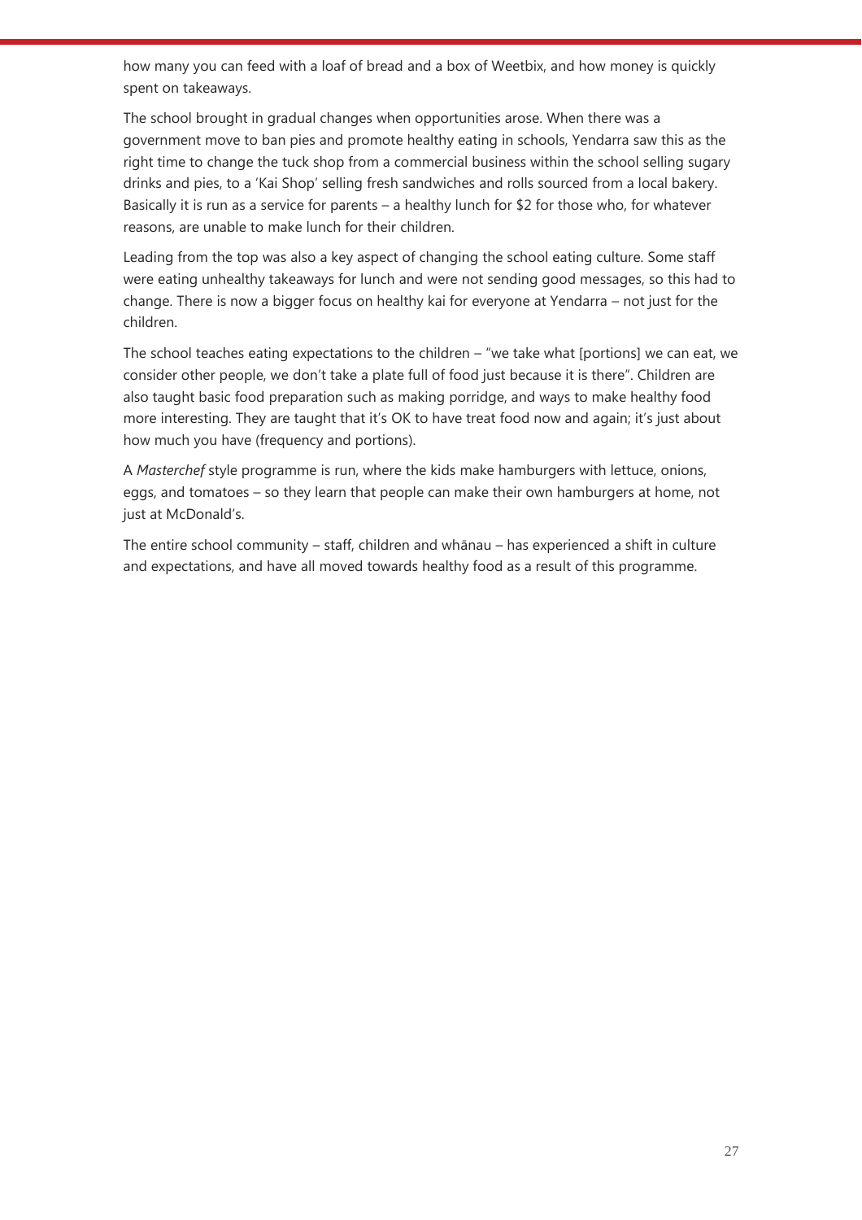how many you can feed with a loaf of bread and a box of Weetbix, and how money is quickly spent on takeaways.

The school brought in gradual changes when opportunities arose. When there was a government move to ban pies and promote healthy eating in schools, Yendarra saw this as the right time to change the tuck shop from a commercial business within the school selling sugary drinks and pies, to a 'Kai Shop' selling fresh sandwiches and rolls sourced from a local bakery. Basically it is run as a service for parents – a healthy lunch for $2 for those who, for whatever reasons, are unable to make lunch for their children.

Leading from the top was also a key aspect of changing the school eating culture. Some staff were eating unhealthy takeaways for lunch and were not sending good messages, so this had to change. There is now a bigger focus on healthy kai for everyone at Yendarra – not just for the children.

The school teaches eating expectations to the children – "we take what [portions] we can eat, we consider other people, we don't take a plate full of food just because it is there". Children are also taught basic food preparation such as making porridge, and ways to make healthy food more interesting. They are taught that it's OK to have treat food now and again; it's just about how much you have (frequency and portions).

A *Masterchef* style programme is run, where the kids make hamburgers with lettuce, onions, eggs, and tomatoes – so they learn that people can make their own hamburgers at home, not just at McDonald's.

The entire school community – staff, children and whānau – has experienced a shift in culture and expectations, and have all moved towards healthy food as a result of this programme.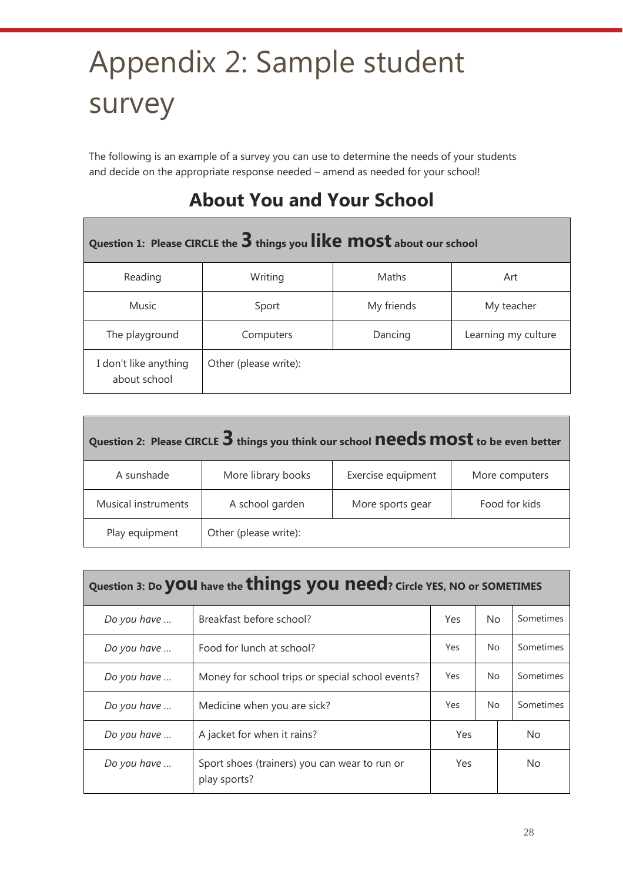# Appendix 2: Sample student survey

The following is an example of a survey you can use to determine the needs of your students and decide on the appropriate response needed – amend as needed for your school!

## About You and Your School

| **Question 1: Please CIRCLE the 3 things you like most about our school** | | | |
|---|---|---|---|
| Reading | Writing | Maths | Art |
| Music | Sport | My friends | My teacher |
| The playground | Computers | Dancing | Learning my culture |
| I don't like anything about school | Other (please write): | | |

| **Question 2: Please CIRCLE 3 things you think our school needs most to be even better** | | | |
|---|---|---|---|
| A sunshade | More library books | Exercise equipment | More computers |
| Musical instruments | A school garden | More sports gear | Food for kids |
| Play equipment | Other (please write): | | |

| **Question 3: Do you have the things you need? Circle YES, NO or SOMETIMES** | | | | |
|---|---|---|---|---|
| *Do you have …* | Breakfast before school? | Yes | No | Sometimes |
| *Do you have …* | Food for lunch at school? | Yes | No | Sometimes |
| *Do you have …* | Money for school trips or special school events? | Yes | No | Sometimes |
| *Do you have …* | Medicine when you are sick? | Yes | No | Sometimes |
| *Do you have …* | A jacket for when it rains? | Yes | No | |
| *Do you have …* | Sport shoes (trainers) you can wear to run or play sports? | Yes | No | |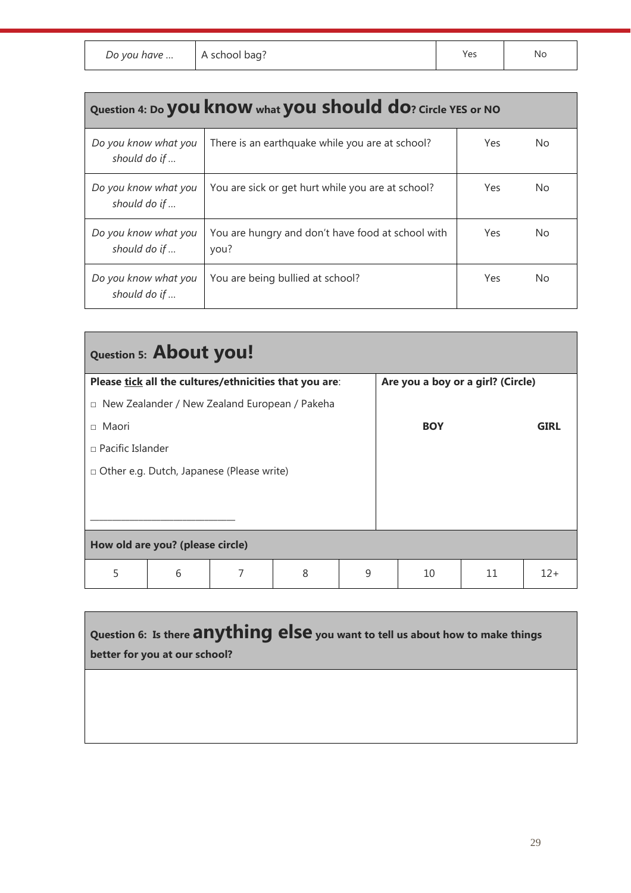| *Do you have …* | A school bag? | Yes | No |
|---|---|---|---|

| **Question 4: Do you know what you should do? Circle YES or NO** | | | |
|---|---|---|---|
| *Do you know what you should do if …* | There is an earthquake while you are at school? | Yes | No |
| *Do you know what you should do if …* | You are sick or get hurt while you are at school? | Yes | No |
| *Do you know what you should do if …* | You are hungry and don't have food at school with you? | Yes | No |
| *Do you know what you should do if …* | You are being bullied at school? | Yes | No |

**Question 5: About you!**

**Please tick all the cultures/ethnicities that you are**:

□ New Zealander / New Zealand European / Pakeha

□ Maori

□ Pacific Islander

□ Other e.g. Dutch, Japanese (Please write)

\_\_\_\_\_\_\_\_\_\_\_\_\_\_\_\_\_\_\_\_\_\_\_\_\_\_\_\_\_\_

**Are you a boy or a girl? (Circle)**

**BOY** **GIRL**

**How old are you? (please circle)**

| 5 | 6 | 7 | 8 | 9 | 10 | 11 | 12+ |
|---|---|---|---|---|---|---|---|

**Question 6: Is there anything else you want to tell us about how to make things better for you at our school?**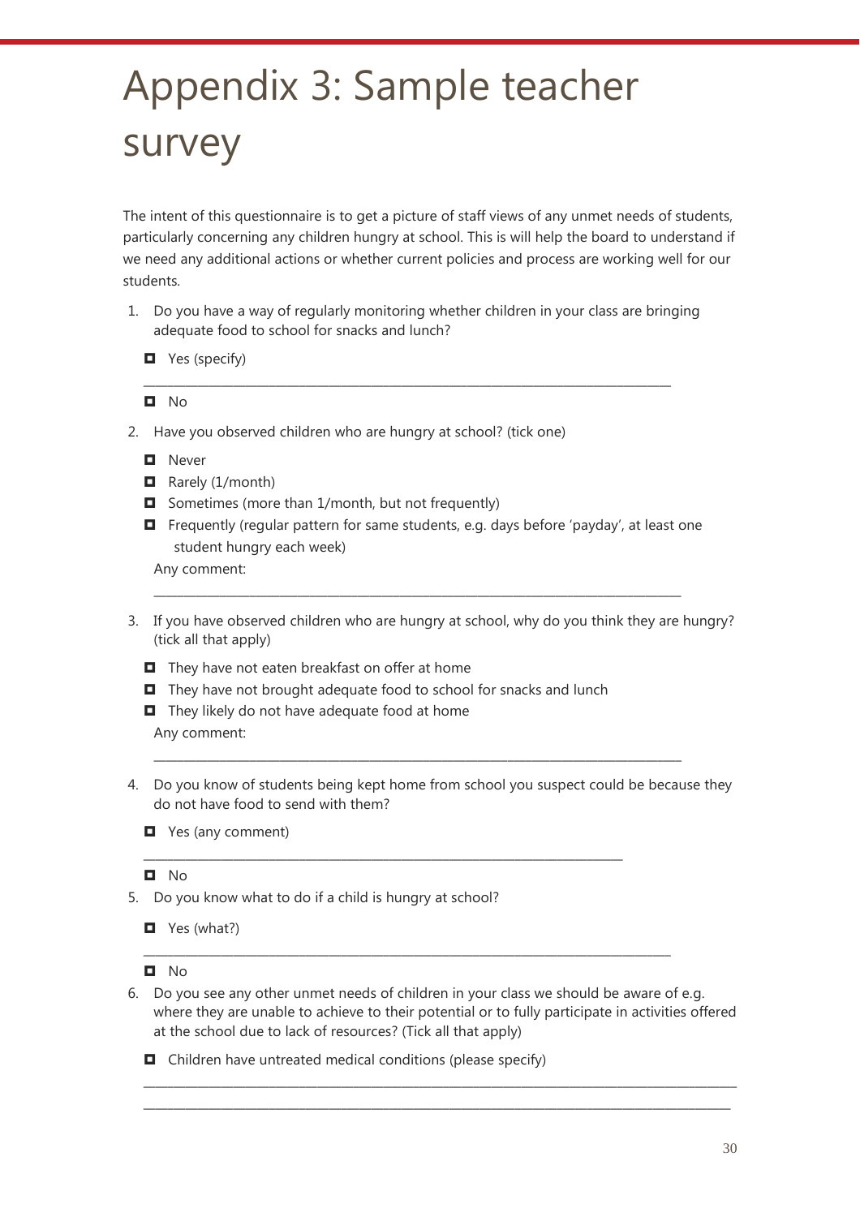# Appendix 3: Sample teacher survey

The intent of this questionnaire is to get a picture of staff views of any unmet needs of students, particularly concerning any children hungry at school. This is will help the board to understand if we need any additional actions or whether current policies and process are working well for our students.

1. Do you have a way of regularly monitoring whether children in your class are bringing adequate food to school for snacks and lunch?

   - ☐ Yes (specify)

   ______________________________________________________________________________

   - ☐ No

2. Have you observed children who are hungry at school? (tick one)

   - ☐ Never
   - ☐ Rarely (1/month)
   - ☐ Sometimes (more than 1/month, but not frequently)
   - ☐ Frequently (regular pattern for same students, e.g. days before 'payday', at least one student hungry each week)

   Any comment:

   ______________________________________________________________________________

3. If you have observed children who are hungry at school, why do you think they are hungry? (tick all that apply)

   - ☐ They have not eaten breakfast on offer at home
   - ☐ They have not brought adequate food to school for snacks and lunch
   - ☐ They likely do not have adequate food at home

   Any comment:

   ______________________________________________________________________________

4. Do you know of students being kept home from school you suspect could be because they do not have food to send with them?

   - ☐ Yes (any comment)

   ______________________________________________________________________________

   - ☐ No

5. Do you know what to do if a child is hungry at school?

   - ☐ Yes (what?)

   ______________________________________________________________________________

   - ☐ No

6. Do you see any other unmet needs of children in your class we should be aware of e.g. where they are unable to achieve to their potential or to fully participate in activities offered at the school due to lack of resources? (Tick all that apply)

   - ☐ Children have untreated medical conditions (please specify)

   ______________________________________________________________________________

   ______________________________________________________________________________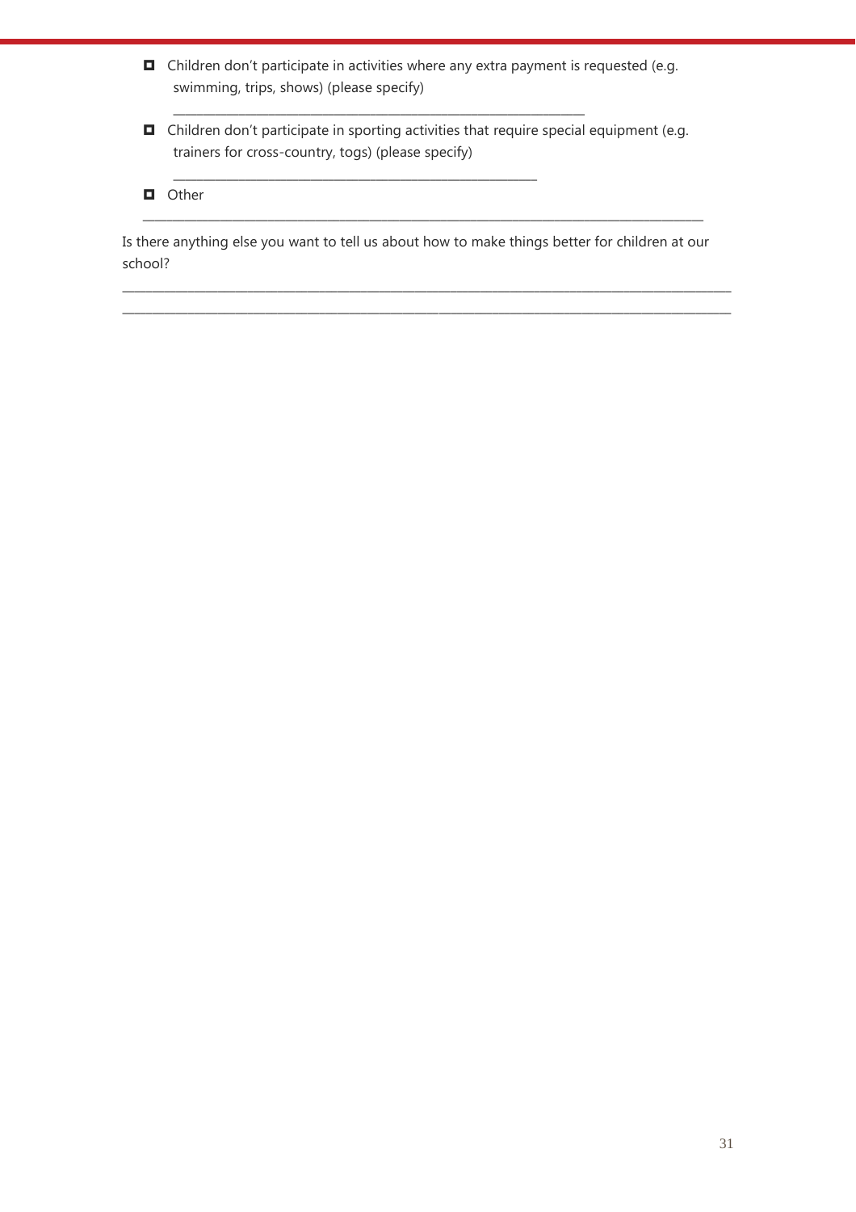- ◘ Children don't participate in activities where any extra payment is requested (e.g. swimming, trips, shows) (please specify)

  ______________________________________________________________

- ◘ Children don't participate in sporting activities that require special equipment (e.g. trainers for cross-country, togs) (please specify)

  _______________________________________________________

- ◘ Other

  ____________________________________________________________________________________

Is there anything else you want to tell us about how to make things better for children at our school?

_____________________________________________________________________________________________

_____________________________________________________________________________________________